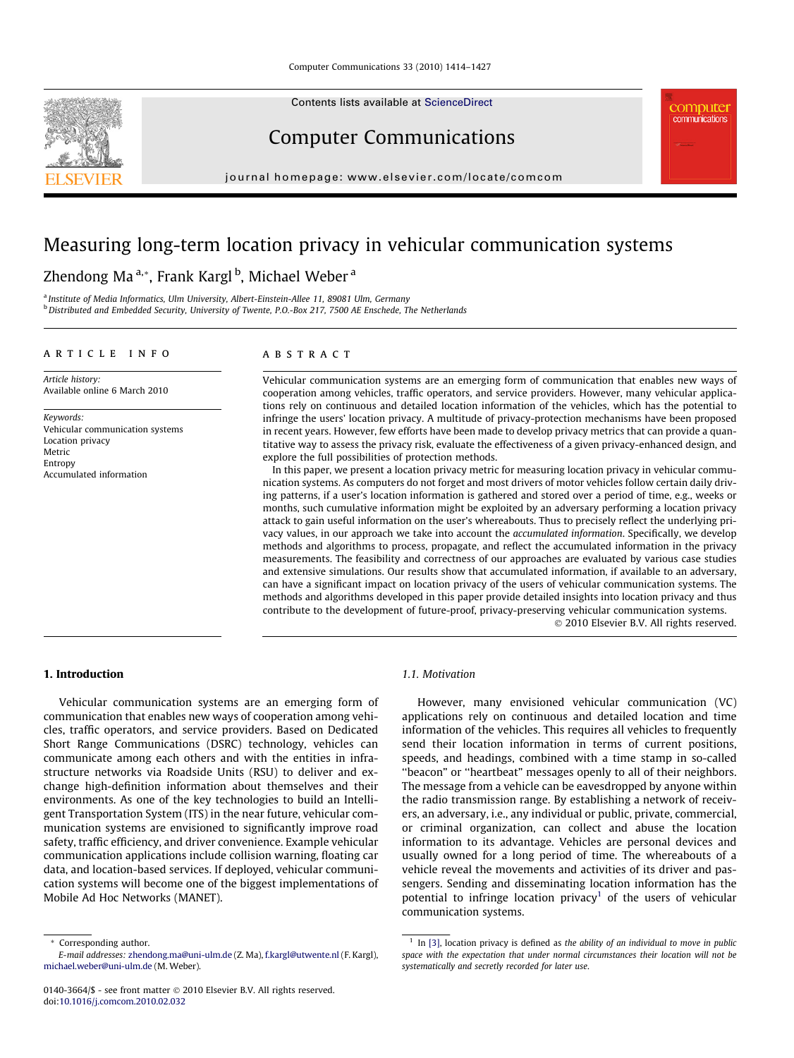# Measuring long-term location privacy in vehicular communication systems

Zhendong Ma [a,*], Frank Kargl [b], Michael Weber [a]

[a] Institute of Media Informatics, Ulm University, Albert-Einstein-Allee 11, 89081 Ulm, Germany

[b] Distributed and Embedded Security, University of Twente, P.O.-Box 217, 7500 AE Enschede, The Netherlands

**ARTICLE INFO**

*Article history:*
Available online 6 March 2010

*Keywords:*
Vehicular communication systems
Location privacy
Metric
Entropy
Accumulated information

**ABSTRACT**

Vehicular communication systems are an emerging form of communication that enables new ways of cooperation among vehicles, traffic operators, and service providers. However, many vehicular applications rely on continuous and detailed location information of the vehicles, which has the potential to infringe the users' location privacy. A multitude of privacy-protection mechanisms have been proposed in recent years. However, few efforts have been made to develop privacy metrics that can provide a quantitative way to assess the privacy risk, evaluate the effectiveness of a given privacy-enhanced design, and explore the full possibilities of protection methods.

In this paper, we present a location privacy metric for measuring location privacy in vehicular communication systems. As computers do not forget and most drivers of motor vehicles follow certain daily driving patterns, if a user's location information is gathered and stored over a period of time, e.g., weeks or months, such cumulative information might be exploited by an adversary performing a location privacy attack to gain useful information on the user's whereabouts. Thus to precisely reflect the underlying privacy values, in our approach we take into account the *accumulated information*. Specifically, we develop methods and algorithms to process, propagate, and reflect the accumulated information in the privacy measurements. The feasibility and correctness of our approaches are evaluated by various case studies and extensive simulations. Our results show that accumulated information, if available to an adversary, can have a significant impact on location privacy of the users of vehicular communication systems. The methods and algorithms developed in this paper provide detailed insights into location privacy and thus contribute to the development of future-proof, privacy-preserving vehicular communication systems.

© 2010 Elsevier B.V. All rights reserved.

## 1. Introduction

Vehicular communication systems are an emerging form of communication that enables new ways of cooperation among vehicles, traffic operators, and service providers. Based on Dedicated Short Range Communications (DSRC) technology, vehicles can communicate among each others and with the entities in infrastructure networks via Roadside Units (RSU) to deliver and exchange high-definition information about themselves and their environments. As one of the key technologies to build an Intelligent Transportation System (ITS) in the near future, vehicular communication systems are envisioned to significantly improve road safety, traffic efficiency, and driver convenience. Example vehicular communication applications include collision warning, floating car data, and location-based services. If deployed, vehicular communication systems will become one of the biggest implementations of Mobile Ad Hoc Networks (MANET).

### 1.1. Motivation

However, many envisioned vehicular communication (VC) applications rely on continuous and detailed location and time information of the vehicles. This requires all vehicles to frequently send their location information in terms of current positions, speeds, and headings, combined with a time stamp in so-called "beacon" or "heartbeat" messages openly to all of their neighbors. The message from a vehicle can be eavesdropped by anyone within the radio transmission range. By establishing a network of receivers, an adversary, i.e., any individual or public, private, commercial, or criminal organization, can collect and abuse the location information to its advantage. Vehicles are personal devices and usually owned for a long period of time. The whereabouts of a vehicle reveal the movements and activities of its driver and passengers. Sending and disseminating location information has the potential to infringe location privacy[1] of the users of vehicular communication systems.

\* Corresponding author.
E-mail addresses: zhendong.ma@uni-ulm.de (Z. Ma), f.kargl@utwente.nl (F. Kargl), michael.weber@uni-ulm.de (M. Weber).

[1] In [3], location privacy is defined as *the ability of an individual to move in public space with the expectation that under normal circumstances their location will not be systematically and secretly recorded for later use*.

0140-3664/$ - see front matter © 2010 Elsevier B.V. All rights reserved.
doi:10.1016/j.comcom.2010.02.032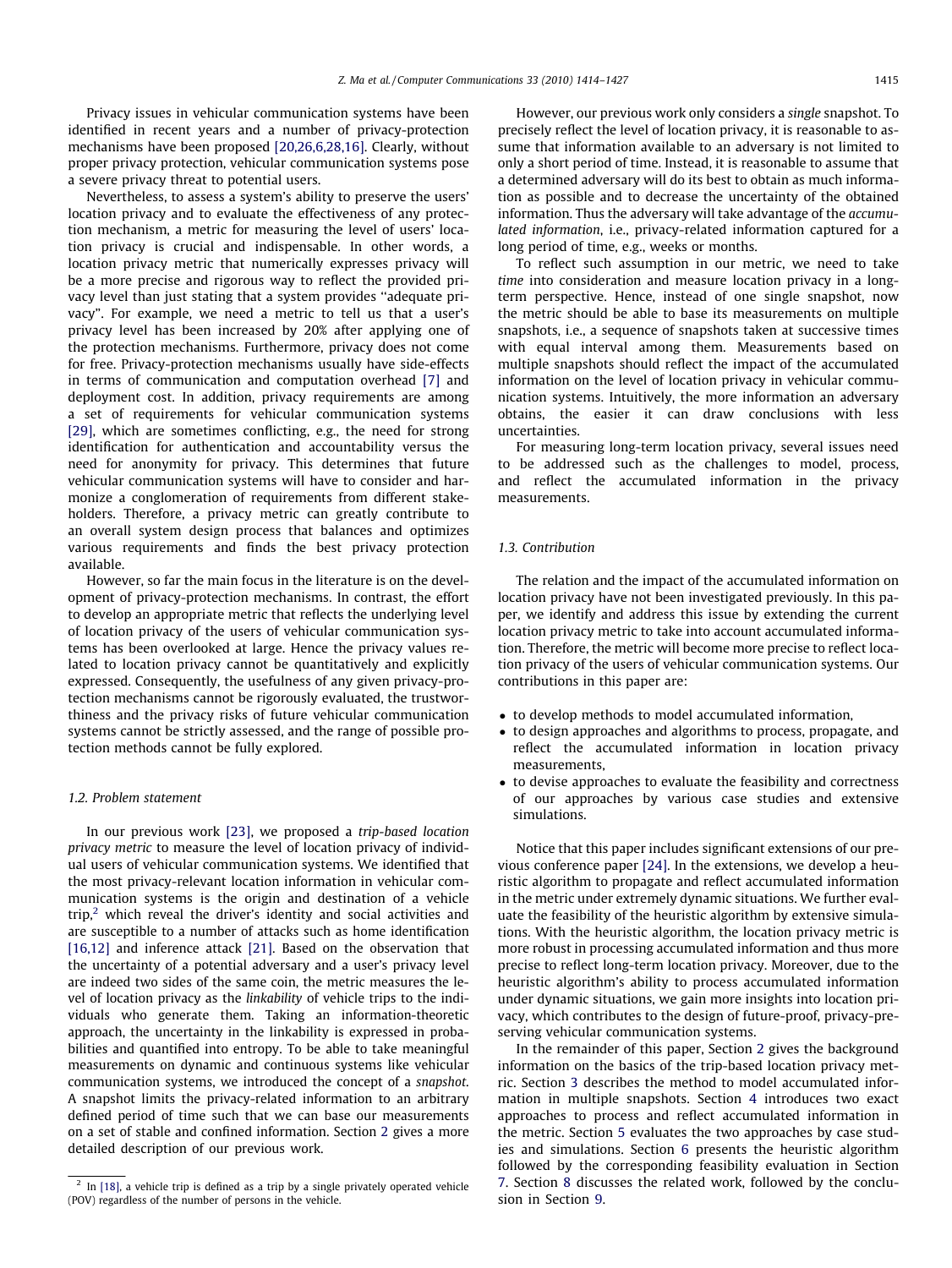Privacy issues in vehicular communication systems have been identified in recent years and a number of privacy-protection mechanisms have been proposed [20,26,6,28,16]. Clearly, without proper privacy protection, vehicular communication systems pose a severe privacy threat to potential users.

Nevertheless, to assess a system's ability to preserve the users' location privacy and to evaluate the effectiveness of any protection mechanism, a metric for measuring the level of users' location privacy is crucial and indispensable. In other words, a location privacy metric that numerically expresses privacy will be a more precise and rigorous way to reflect the provided privacy level than just stating that a system provides "adequate privacy". For example, we need a metric to tell us that a user's privacy level has been increased by 20% after applying one of the protection mechanisms. Furthermore, privacy does not come for free. Privacy-protection mechanisms usually have side-effects in terms of communication and computation overhead [7] and deployment cost. In addition, privacy requirements are among a set of requirements for vehicular communication systems [29], which are sometimes conflicting, e.g., the need for strong identification for authentication and accountability versus the need for anonymity for privacy. This determines that future vehicular communication systems will have to consider and harmonize a conglomeration of requirements from different stakeholders. Therefore, a privacy metric can greatly contribute to an overall system design process that balances and optimizes various requirements and finds the best privacy protection available.

However, so far the main focus in the literature is on the development of privacy-protection mechanisms. In contrast, the effort to develop an appropriate metric that reflects the underlying level of location privacy of the users of vehicular communication systems has been overlooked at large. Hence the privacy values related to location privacy cannot be quantitatively and explicitly expressed. Consequently, the usefulness of any given privacy-protection mechanisms cannot be rigorously evaluated, the trustworthiness and the privacy risks of future vehicular communication systems cannot be strictly assessed, and the range of possible protection methods cannot be fully explored.

### 1.2. Problem statement

In our previous work [23], we proposed a *trip-based location privacy metric* to measure the level of location privacy of individual users of vehicular communication systems. We identified that the most privacy-relevant location information in vehicular communication systems is the origin and destination of a vehicle trip,[2] which reveal the driver's identity and social activities and are susceptible to a number of attacks such as home identification [16,12] and inference attack [21]. Based on the observation that the uncertainty of a potential adversary and a user's privacy level are indeed two sides of the same coin, the metric measures the level of location privacy as the *linkability* of vehicle trips to the individuals who generate them. Taking an information-theoretic approach, the uncertainty in the linkability is expressed in probabilities and quantified into entropy. To be able to take meaningful measurements on dynamic and continuous systems like vehicular communication systems, we introduced the concept of a *snapshot*. A snapshot limits the privacy-related information to an arbitrary defined period of time such that we can base our measurements on a set of stable and confined information. Section 2 gives a more detailed description of our previous work.

However, our previous work only considers a *single* snapshot. To precisely reflect the level of location privacy, it is reasonable to assume that information available to an adversary is not limited to only a short period of time. Instead, it is reasonable to assume that a determined adversary will do its best to obtain as much information as possible and to decrease the uncertainty of the obtained information. Thus the adversary will take advantage of the *accumulated information*, i.e., privacy-related information captured for a long period of time, e.g., weeks or months.

To reflect such assumption in our metric, we need to take *time* into consideration and measure location privacy in a long-term perspective. Hence, instead of one single snapshot, now the metric should be able to base its measurements on multiple snapshots, i.e., a sequence of snapshots taken at successive times with equal interval among them. Measurements based on multiple snapshots should reflect the impact of the accumulated information on the level of location privacy in vehicular communication systems. Intuitively, the more information an adversary obtains, the easier it can draw conclusions with less uncertainties.

For measuring long-term location privacy, several issues need to be addressed such as the challenges to model, process, and reflect the accumulated information in the privacy measurements.

### 1.3. Contribution

The relation and the impact of the accumulated information on location privacy have not been investigated previously. In this paper, we identify and address this issue by extending the current location privacy metric to take into account accumulated information. Therefore, the metric will become more precise to reflect location privacy of the users of vehicular communication systems. Our contributions in this paper are:

- to develop methods to model accumulated information,
- to design approaches and algorithms to process, propagate, and reflect the accumulated information in location privacy measurements,
- to devise approaches to evaluate the feasibility and correctness of our approaches by various case studies and extensive simulations.

Notice that this paper includes significant extensions of our previous conference paper [24]. In the extensions, we develop a heuristic algorithm to propagate and reflect accumulated information in the metric under extremely dynamic situations. We further evaluate the feasibility of the heuristic algorithm by extensive simulations. With the heuristic algorithm, the location privacy metric is more robust in processing accumulated information and thus more precise to reflect long-term location privacy. Moreover, due to the heuristic algorithm's ability to process accumulated information under dynamic situations, we gain more insights into location privacy, which contributes to the design of future-proof, privacy-preserving vehicular communication systems.

In the remainder of this paper, Section 2 gives the background information on the basics of the trip-based location privacy metric. Section 3 describes the method to model accumulated information in multiple snapshots. Section 4 introduces two exact approaches to process and reflect accumulated information in the metric. Section 5 evaluates the two approaches by case studies and simulations. Section 6 presents the heuristic algorithm followed by the corresponding feasibility evaluation in Section 7. Section 8 discusses the related work, followed by the conclusion in Section 9.

[2] In [18], a vehicle trip is defined as a trip by a single privately operated vehicle (POV) regardless of the number of persons in the vehicle.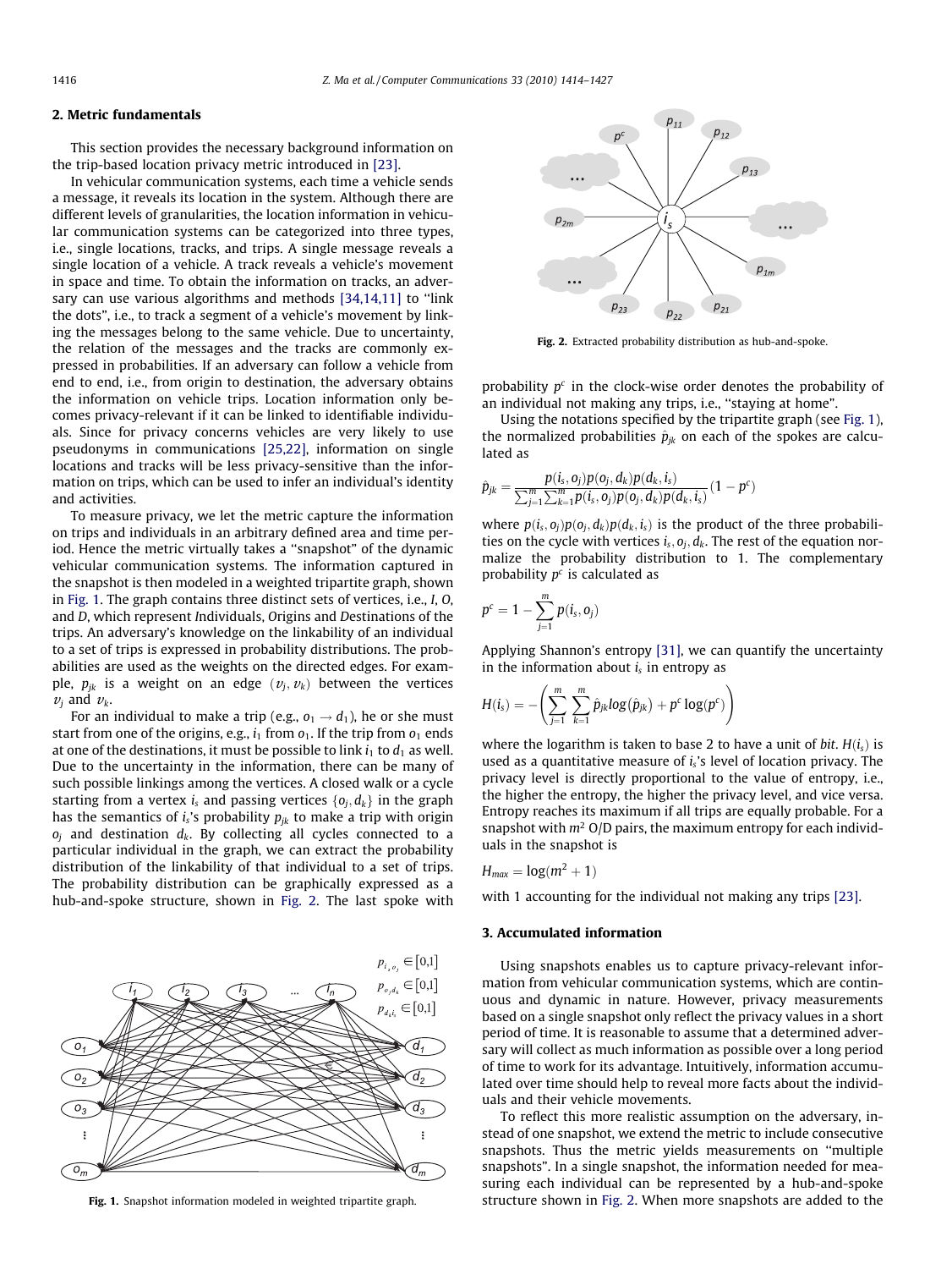## 2. Metric fundamentals

This section provides the necessary background information on the trip-based location privacy metric introduced in [23].

In vehicular communication systems, each time a vehicle sends a message, it reveals its location in the system. Although there are different levels of granularities, the location information in vehicular communication systems can be categorized into three types, i.e., single locations, tracks, and trips. A single message reveals a single location of a vehicle. A track reveals a vehicle's movement in space and time. To obtain the information on tracks, an adversary can use various algorithms and methods [34,14,11] to "link the dots", i.e., to track a segment of a vehicle's movement by linking the messages belong to the same vehicle. Due to uncertainty, the relation of the messages and the tracks are commonly expressed in probabilities. If an adversary can follow a vehicle from end to end, i.e., from origin to destination, the adversary obtains the information on vehicle trips. Location information only becomes privacy-relevant if it can be linked to identifiable individuals. Since for privacy concerns vehicles are very likely to use pseudonyms in communications [25,22], information on single locations and tracks will be less privacy-sensitive than the information on trips, which can be used to infer an individual's identity and activities.

To measure privacy, we let the metric capture the information on trips and individuals in an arbitrary defined area and time period. Hence the metric virtually takes a "snapshot" of the dynamic vehicular communication systems. The information captured in the snapshot is then modeled in a weighted tripartite graph, shown in Fig. 1. The graph contains three distinct sets of vertices, i.e., *I*, *O*, and *D*, which represent *I*ndividuals, *O*rigins and *D*estinations of the trips. An adversary's knowledge on the linkability of an individual to a set of trips is expressed in probability distributions. The probabilities are used as the weights on the directed edges. For example, $p_{jk}$ is a weight on an edge $(v_j, v_k)$ between the vertices $v_j$ and $v_k$.

For an individual to make a trip (e.g., $o_1 \rightarrow d_1$), he or she must start from one of the origins, e.g., $i_1$ from $o_1$. If the trip from $o_1$ ends at one of the destinations, it must be possible to link $i_1$ to $d_1$ as well. Due to the uncertainty in the information, there can be many of such possible linkings among the vertices. A closed walk or a cycle starting from a vertex $i_s$ and passing vertices $\{o_j, d_k\}$ in the graph has the semantics of $i_s$'s probability $p_{jk}$ to make a trip with origin $o_j$ and destination $d_k$. By collecting all cycles connected to a particular individual in the graph, we can extract the probability distribution of the linkability of that individual to a set of trips. The probability distribution can be graphically expressed as a hub-and-spoke structure, shown in Fig. 2. The last spoke with probability $p^c$ in the clock-wise order denotes the probability of an individual not making any trips, i.e., "staying at home".

Fig. 1. Snapshot information modeled in weighted tripartite graph.

Fig. 2. Extracted probability distribution as hub-and-spoke.

Using the notations specified by the tripartite graph (see Fig. 1), the normalized probabilities $\hat{p}_{jk}$ on each of the spokes are calculated as

$$\hat{p}_{jk} = \frac{p(i_s, o_j)p(o_j, d_k)p(d_k, i_s)}{\sum_{j=1}^{m}\sum_{k=1}^{m} p(i_s, o_j)p(o_j, d_k)p(d_k, i_s)}(1 - p^c)$$

where $p(i_s, o_j)p(o_j, d_k)p(d_k, i_s)$ is the product of the three probabilities on the cycle with vertices $i_s, o_j, d_k$. The rest of the equation normalize the probability distribution to 1. The complementary probability $p^c$ is calculated as

$$p^c = 1 - \sum_{j=1}^{m} p(i_s, o_j)$$

Applying Shannon's entropy [31], we can quantify the uncertainty in the information about $i_s$ in entropy as

$$H(i_s) = -\left(\sum_{j=1}^{m}\sum_{k=1}^{m} \hat{p}_{jk} log(\hat{p}_{jk}) + p^c \log(p^c)\right)$$

where the logarithm is taken to base 2 to have a unit of *bit*. $H(i_s)$ is used as a quantitative measure of $i_s$'s level of location privacy. The privacy level is directly proportional to the value of entropy, i.e., the higher the entropy, the higher the privacy level, and vice versa. Entropy reaches its maximum if all trips are equally probable. For a snapshot with $m^2$ O/D pairs, the maximum entropy for each individuals in the snapshot is

$$H_{max} = \log(m^2 + 1)$$

with 1 accounting for the individual not making any trips [23].

## 3. Accumulated information

Using snapshots enables us to capture privacy-relevant information from vehicular communication systems, which are continuous and dynamic in nature. However, privacy measurements based on a single snapshot only reflect the privacy values in a short period of time. It is reasonable to assume that a determined adversary will collect as much information as possible over a long period of time to work for its advantage. Intuitively, information accumulated over time should help to reveal more facts about the individuals and their vehicle movements.

To reflect this more realistic assumption on the adversary, instead of one snapshot, we extend the metric to include consecutive snapshots. Thus the metric yields measurements on "multiple snapshots". In a single snapshot, the information needed for measuring each individual can be represented by a hub-and-spoke structure shown in Fig. 2. When more snapshots are added to the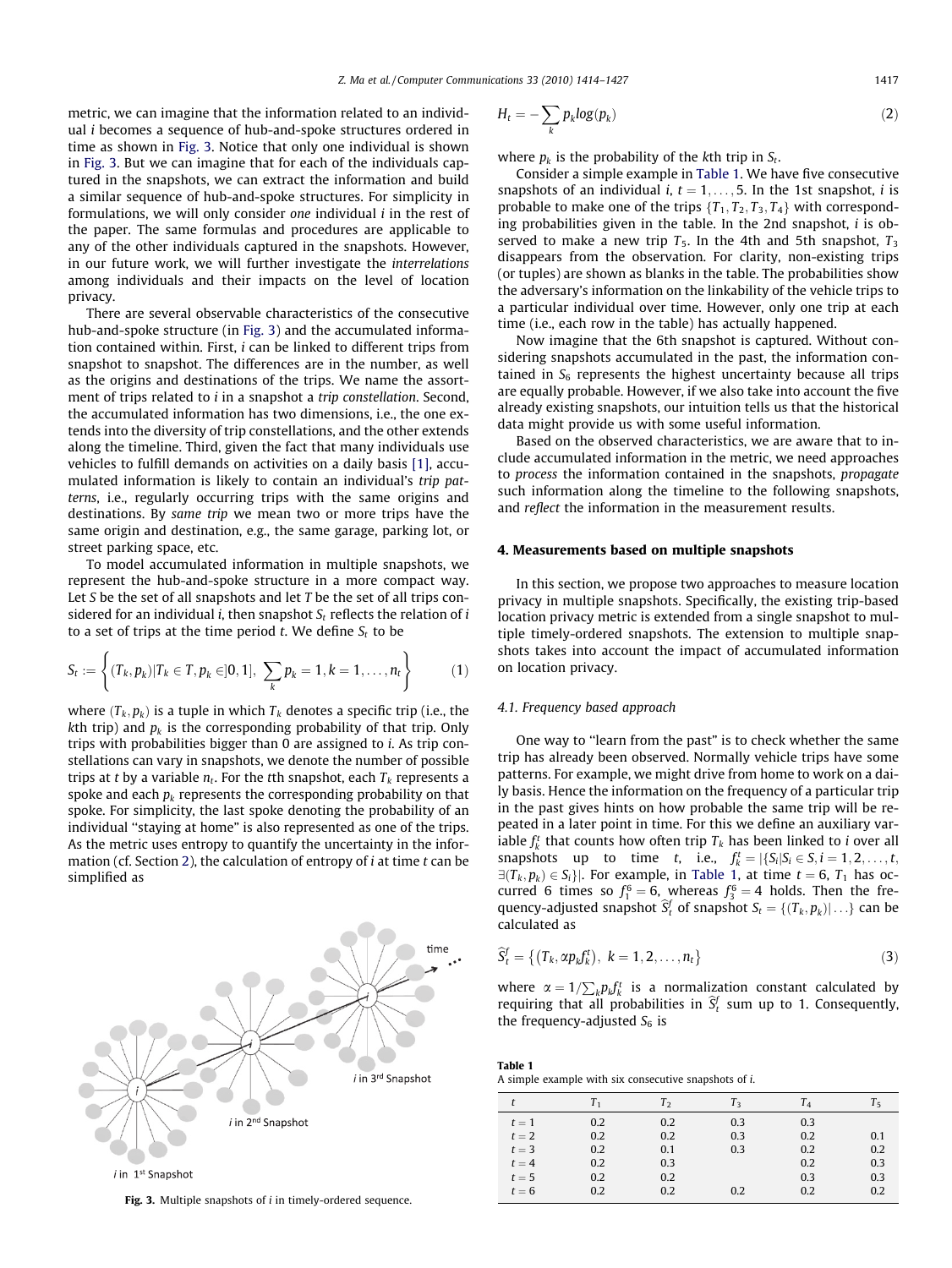metric, we can imagine that the information related to an individual $i$ becomes a sequence of hub-and-spoke structures ordered in time as shown in Fig. 3. Notice that only one individual is shown in Fig. 3. But we can imagine that for each of the individuals captured in the snapshots, we can extract the information and build a similar sequence of hub-and-spoke structures. For simplicity in formulations, we will only consider *one* individual $i$ in the rest of the paper. The same formulas and procedures are applicable to any of the other individuals captured in the snapshots. However, in our future work, we will further investigate the *interrelations* among individuals and their impacts on the level of location privacy.

There are several observable characteristics of the consecutive hub-and-spoke structure (in Fig. 3) and the accumulated information contained within. First, $i$ can be linked to different trips from snapshot to snapshot. The differences are in the number, as well as the origins and destinations of the trips. We name the assortment of trips related to $i$ in a snapshot a *trip constellation*. Second, the accumulated information has two dimensions, i.e., the one extends into the diversity of trip constellations, and the other extends along the timeline. Third, given the fact that many individuals use vehicles to fulfill demands on activities on a daily basis [1], accumulated information is likely to contain an individual's *trip patterns*, i.e., regularly occurring trips with the same origins and destinations. By *same trip* we mean two or more trips have the same origin and destination, e.g., the same garage, parking lot, or street parking space, etc.

To model accumulated information in multiple snapshots, we represent the hub-and-spoke structure in a more compact way. Let $S$ be the set of all snapshots and let $T$ be the set of all trips considered for an individual $i$, then snapshot $S_t$ reflects the relation of $i$ to a set of trips at the time period $t$. We define $S_t$ to be

$$S_t := \left\{ (T_k, p_k) | T_k \in T, p_k \in ]0,1], \sum_k p_k = 1, k = 1, \ldots, n_t \right\} \tag{1}$$

where $(T_k, p_k)$ is a tuple in which $T_k$ denotes a specific trip (i.e., the $k$th trip) and $p_k$ is the corresponding probability of that trip. Only trips with probabilities bigger than 0 are assigned to $i$. As trip constellations can vary in snapshots, we denote the number of possible trips at $t$ by a variable $n_t$. For the $t$th snapshot, each $T_k$ represents a spoke and each $p_k$ represents the corresponding probability on that spoke. For simplicity, the last spoke denoting the probability of an individual "staying at home" is also represented as one of the trips. As the metric uses entropy to quantify the uncertainty in the information (cf. Section 2), the calculation of entropy of $i$ at time $t$ can be simplified as

Fig. 3. Multiple snapshots of $i$ in timely-ordered sequence.

$$H_t = -\sum_k p_k log(p_k) \tag{2}$$

where $p_k$ is the probability of the $k$th trip in $S_t$.

Consider a simple example in Table 1. We have five consecutive snapshots of an individual $i$, $t = 1, \ldots, 5$. In the 1st snapshot, $i$ is probable to make one of the trips $\{T_1, T_2, T_3, T_4\}$ with corresponding probabilities given in the table. In the 2nd snapshot, $i$ is observed to make a new trip $T_5$. In the 4th and 5th snapshot, $T_3$ disappears from the observation. For clarity, non-existing trips (or tuples) are shown as blanks in the table. The probabilities show the adversary's information on the linkability of the vehicle trips to a particular individual over time. However, only one trip at each time (i.e., each row in the table) has actually happened.

Now imagine that the 6th snapshot is captured. Without considering snapshots accumulated in the past, the information contained in $S_6$ represents the highest uncertainty because all trips are equally probable. However, if we also take into account the five already existing snapshots, our intuition tells us that the historical data might provide us with some useful information.

Based on the observed characteristics, we are aware that to include accumulated information in the metric, we need approaches to *process* the information contained in the snapshots, *propagate* such information along the timeline to the following snapshots, and *reflect* the information in the measurement results.

## 4. Measurements based on multiple snapshots

In this section, we propose two approaches to measure location privacy in multiple snapshots. Specifically, the existing trip-based location privacy metric is extended from a single snapshot to multiple timely-ordered snapshots. The extension to multiple snapshots takes into account the impact of accumulated information on location privacy.

### 4.1. Frequency based approach

One way to "learn from the past" is to check whether the same trip has already been observed. Normally vehicle trips have some patterns. For example, we might drive from home to work on a daily basis. Hence the information on the frequency of a particular trip in the past gives hints on how probable the same trip will be repeated in a later point in time. For this we define an auxiliary variable $f_k^t$ that counts how often trip $T_k$ has been linked to $i$ over all snapshots up to time $t$, i.e., $f_k^t = |\{S_i | S_i \in S, i = 1, 2, \ldots, t, \exists (T_k, p_k) \in S_i\}|$. For example, in Table 1, at time $t = 6$, $T_1$ has occurred 6 times so $f_1^6 = 6$, whereas $f_3^6 = 4$ holds. Then the frequency-adjusted snapshot $\widehat{S}_t^f$ of snapshot $S_t = \{(T_k, p_k) | \ldots\}$ can be calculated as

$$\widehat{S}_t^f = \{(T_k, \alpha p_k f_k^t), \ k = 1, 2, \ldots, n_t\} \tag{3}$$

where $\alpha = 1/\sum_k p_k f_k^t$ is a normalization constant calculated by requiring that all probabilities in $\widehat{S}_t^f$ sum up to 1. Consequently, the frequency-adjusted $S_6$ is

**Table 1**
A simple example with six consecutive snapshots of $i$.

| $t$ | $T_1$ | $T_2$ | $T_3$ | $T_4$ | $T_5$ |
|---|---|---|---|---|---|
| $t = 1$ | 0.2 | 0.2 | 0.3 | 0.3 | |
| $t = 2$ | 0.2 | 0.2 | 0.3 | 0.2 | 0.1 |
| $t = 3$ | 0.2 | 0.1 | 0.3 | 0.2 | 0.2 |
| $t = 4$ | 0.2 | 0.3 | | 0.2 | 0.3 |
| $t = 5$ | 0.2 | 0.2 | | 0.3 | 0.3 |
| $t = 6$ | 0.2 | 0.2 | 0.2 | 0.2 | 0.2 |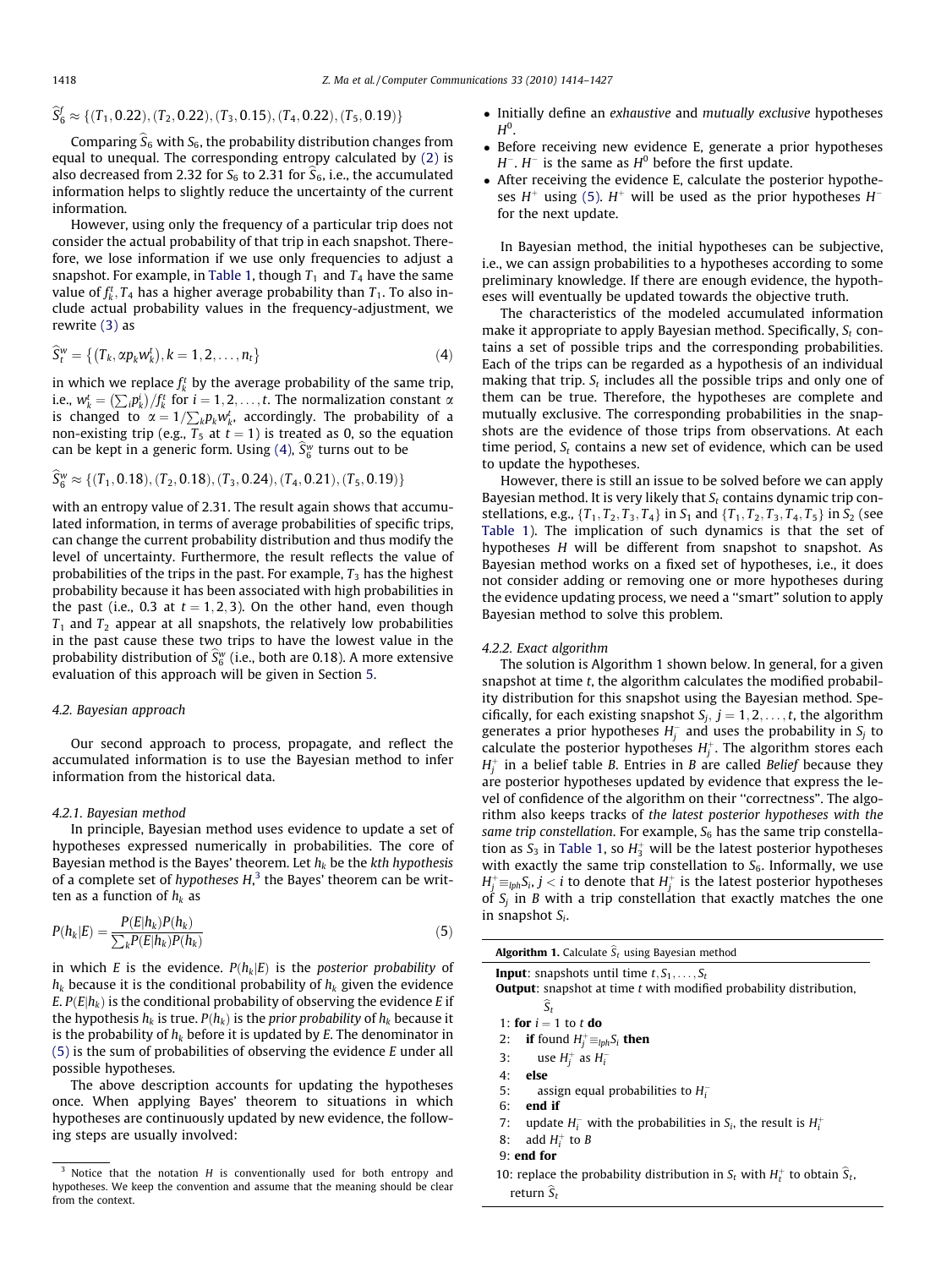$$\widehat{S}_6^f \approx \{(T_1, 0.22), (T_2, 0.22), (T_3, 0.15), (T_4, 0.22), (T_5, 0.19)\}$$

Comparing $\widehat{S}_6$ with $S_6$, the probability distribution changes from equal to unequal. The corresponding entropy calculated by (2) is also decreased from 2.32 for $S_6$ to 2.31 for $\widehat{S}_6$, i.e., the accumulated information helps to slightly reduce the uncertainty of the current information.

However, using only the frequency of a particular trip does not consider the actual probability of that trip in each snapshot. Therefore, we lose information if we use only frequencies to adjust a snapshot. For example, in Table 1, though $T_1$ and $T_4$ have the same value of $f_k^t$, $T_4$ has a higher average probability than $T_1$. To also include actual probability values in the frequency-adjustment, we rewrite (3) as

$$\widehat{S}_t^w = \{(T_k, \alpha p_k w_k^t), k = 1, 2, \ldots, n_t\} \tag{4}$$

in which we replace $f_k^t$ by the average probability of the same trip, i.e., $w_k^t = (\sum_i p_k^i)/f_k^t$ for $i = 1, 2, \ldots, t$. The normalization constant $\alpha$ is changed to $\alpha = 1/\sum_k p_k w_k^t$, accordingly. The probability of a non-existing trip (e.g., $T_5$ at $t = 1$) is treated as 0, so the equation can be kept in a generic form. Using (4), $\widehat{S}_6^w$ turns out to be

$$\widehat{S}_6^w \approx \{(T_1, 0.18), (T_2, 0.18), (T_3, 0.24), (T_4, 0.21), (T_5, 0.19)\}$$

with an entropy value of 2.31. The result again shows that accumulated information, in terms of average probabilities of specific trips, can change the current probability distribution and thus modify the level of uncertainty. Furthermore, the result reflects the value of probabilities of the trips in the past. For example, $T_3$ has the highest probability because it has been associated with high probabilities in the past (i.e., 0.3 at $t = 1, 2, 3$). On the other hand, even though $T_1$ and $T_2$ appear at all snapshots, the relatively low probabilities in the past cause these two trips to have the lowest value in the probability distribution of $\widehat{S}_6^w$ (i.e., both are 0.18). A more extensive evaluation of this approach will be given in Section 5.

### 4.2. Bayesian approach

Our second approach to process, propagate, and reflect the accumulated information is to use the Bayesian method to infer information from the historical data.

#### 4.2.1. Bayesian method

In principle, Bayesian method uses evidence to update a set of hypotheses expressed numerically in probabilities. The core of Bayesian method is the Bayes' theorem. Let $h_k$ be the *kth hypothesis* of a complete set of *hypotheses H*,[3] the Bayes' theorem can be written as a function of $h_k$ as

$$P(h_k|E) = \frac{P(E|h_k)P(h_k)}{\sum_k P(E|h_k)P(h_k)} \tag{5}$$

in which $E$ is the evidence. $P(h_k|E)$ is the *posterior probability* of $h_k$ because it is the conditional probability of $h_k$ given the evidence $E$. $P(E|h_k)$ is the conditional probability of observing the evidence $E$ if the hypothesis $h_k$ is true. $P(h_k)$ is the *prior probability* of $h_k$ because it is the probability of $h_k$ before it is updated by $E$. The denominator in (5) is the sum of probabilities of observing the evidence $E$ under all possible hypotheses.

The above description accounts for updating the hypotheses once. When applying Bayes' theorem to situations in which hypotheses are continuously updated by new evidence, the following steps are usually involved:

- Initially define an *exhaustive* and *mutually exclusive* hypotheses $H^0$.
- Before receiving new evidence E, generate a prior hypotheses $H^-$. $H^-$ is the same as $H^0$ before the first update.
- After receiving the evidence E, calculate the posterior hypotheses $H^+$ using (5). $H^+$ will be used as the prior hypotheses $H^-$ for the next update.

In Bayesian method, the initial hypotheses can be subjective, i.e., we can assign probabilities to a hypotheses according to some preliminary knowledge. If there are enough evidence, the hypotheses will eventually be updated towards the objective truth.

The characteristics of the modeled accumulated information make it appropriate to apply Bayesian method. Specifically, $S_t$ contains a set of possible trips and the corresponding probabilities. Each of the trips can be regarded as a hypothesis of an individual making that trip. $S_t$ includes all the possible trips and only one of them can be true. Therefore, the hypotheses are complete and mutually exclusive. The corresponding probabilities in the snapshots are the evidence of those trips from observations. At each time period, $S_t$ contains a new set of evidence, which can be used to update the hypotheses.

However, there is still an issue to be solved before we can apply Bayesian method. It is very likely that $S_t$ contains dynamic trip constellations, e.g., $\{T_1, T_2, T_3, T_4\}$ in $S_1$ and $\{T_1, T_2, T_3, T_4, T_5\}$ in $S_2$ (see Table 1). The implication of such dynamics is that the set of hypotheses $H$ will be different from snapshot to snapshot. As Bayesian method works on a fixed set of hypotheses, i.e., it does not consider adding or removing one or more hypotheses during the evidence updating process, we need a "smart" solution to apply Bayesian method to solve this problem.

#### 4.2.2. Exact algorithm

The solution is Algorithm 1 shown below. In general, for a given snapshot at time $t$, the algorithm calculates the modified probability distribution for this snapshot using the Bayesian method. Specifically, for each existing snapshot $S_j$, $j = 1, 2, \ldots, t$, the algorithm generates a prior hypotheses $H_j^-$ and uses the probability in $S_j$ to calculate the posterior hypotheses $H_j^+$. The algorithm stores each $H_j^+$ in a belief table $B$. Entries in $B$ are called *Belief* because they are posterior hypotheses updated by evidence that express the level of confidence of the algorithm on their "correctness". The algorithm also keeps tracks of *the latest posterior hypotheses with the same trip constellation*. For example, $S_6$ has the same trip constellation as $S_3$ in Table 1, so $H_3^+$ will be the latest posterior hypotheses with exactly the same trip constellation to $S_6$. Informally, we use $H_j^+ \equiv_{lph} S_i$, $j < i$ to denote that $H_j^+$ is the latest posterior hypotheses of $S_j$ in $B$ with a trip constellation that exactly matches the one in snapshot $S_i$.

**Algorithm 1.** Calculate $\widehat{S}_t$ using Bayesian method

**Input**: snapshots until time $t, S_1, \ldots, S_t$
**Output**: snapshot at time $t$ with modified probability distribution, $\widehat{S}_t$

```
1: for i = 1 to t do
2:   if found H_j^+ ≡_lph S_i then
3:     use H_j^+ as H_i^-
4:   else
5:     assign equal probabilities to H_i^-
6:   end if
7:   update H_i^- with the probabilities in S_i, the result is H_i^+
8:   add H_i^+ to B
9: end for
10: replace the probability distribution in S_t with H_t^+ to obtain Ŝ_t,
    return Ŝ_t
```

[3] Notice that the notation $H$ is conventionally used for both entropy and hypotheses. We keep the convention and assume that the meaning should be clear from the context.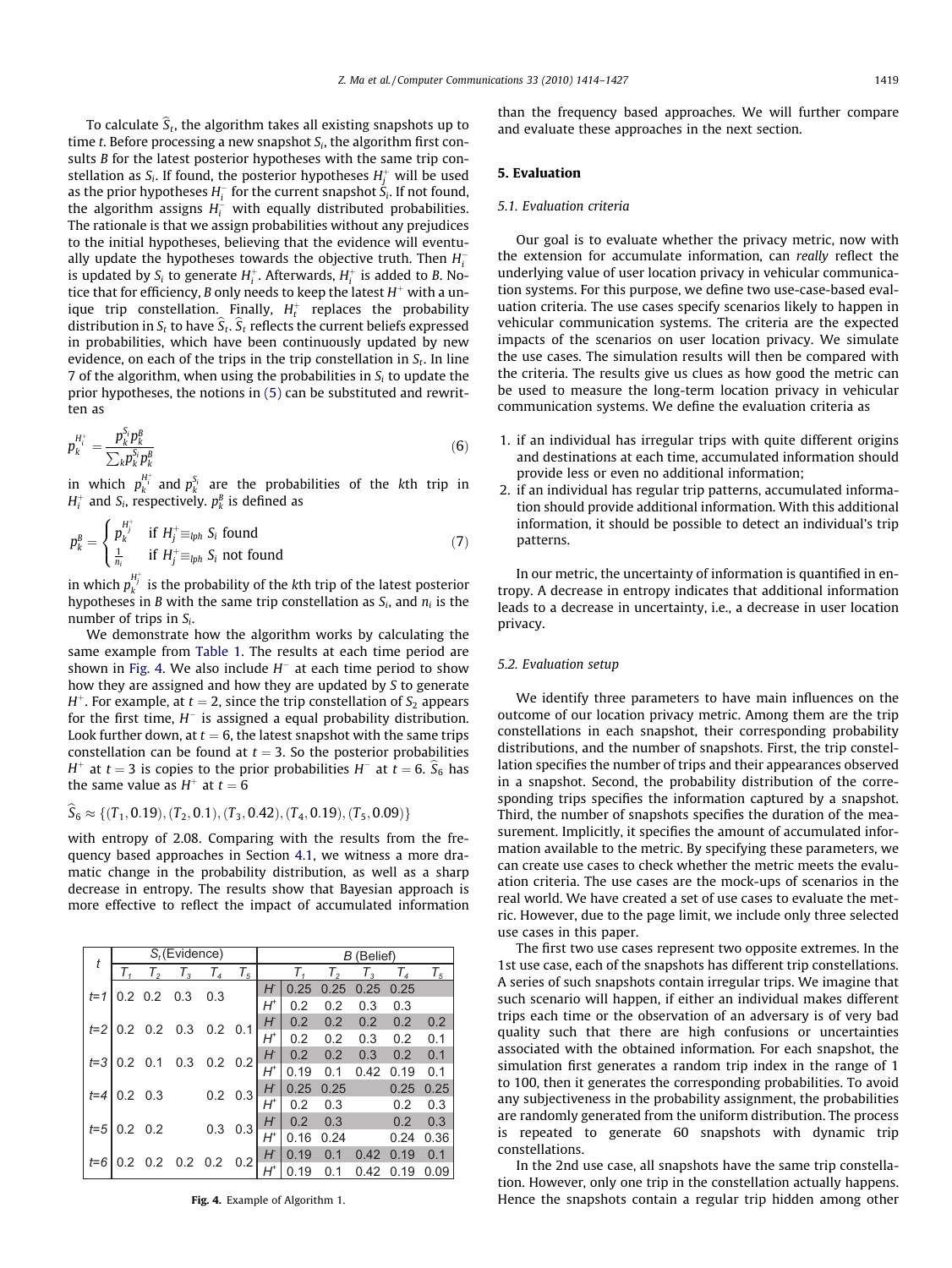To calculate $\widehat{S}_t$, the algorithm takes all existing snapshots up to time $t$. Before processing a new snapshot $S_i$, the algorithm first consults $B$ for the latest posterior hypotheses with the same trip constellation as $S_i$. If found, the posterior hypotheses $H_j^+$ will be used as the prior hypotheses $H_i^-$ for the current snapshot $S_i$. If not found, the algorithm assigns $H_i^-$ with equally distributed probabilities. The rationale is that we assign probabilities without any prejudices to the initial hypotheses, believing that the evidence will eventually update the hypotheses towards the objective truth. Then $H_i^-$ is updated by $S_i$ to generate $H_i^+$. Afterwards, $H_i^+$ is added to $B$. Notice that for efficiency, $B$ only needs to keep the latest $H^+$ with a unique trip constellation. Finally, $H_t^+$ replaces the probability distribution in $S_t$ to have $\widehat{S}_t$. $\widehat{S}_t$ reflects the current beliefs expressed in probabilities, which have been continuously updated by new evidence, on each of the trips in the trip constellation in $S_t$. In line 7 of the algorithm, when using the probabilities in $S_i$ to update the prior hypotheses, the notions in (5) can be substituted and rewritten as

$$p_k^{H_i^+} = \frac{p_k^{S_i} p_k^B}{\sum_k p_k^{S_i} p_k^B} \tag{6}$$

in which $p_k^{H_i^+}$ and $p_k^{S_i}$ are the probabilities of the $k$th trip in $H_i^+$ and $S_i$, respectively. $p_k^B$ is defined as

$$p_k^B = \begin{cases} p_k^{H_j^+} & \text{if } H_j^+ \equiv_{lph} S_i \text{ found} \\ \frac{1}{n_i} & \text{if } H_j^+ \equiv_{lph} S_i \text{ not found} \end{cases} \tag{7}$$

in which $p_k^{H_j^+}$ is the probability of the $k$th trip of the latest posterior hypotheses in $B$ with the same trip constellation as $S_i$, and $n_i$ is the number of trips in $S_i$.

We demonstrate how the algorithm works by calculating the same example from Table 1. The results at each time period are shown in Fig. 4. We also include $H^-$ at each time period to show how they are assigned and how they are updated by $S$ to generate $H^+$. For example, at $t = 2$, since the trip constellation of $S_2$ appears for the first time, $H^-$ is assigned a equal probability distribution. Look further down, at $t = 6$, the latest snapshot with the same trips constellation can be found at $t = 3$. So the posterior probabilities $H^+$ at $t = 3$ is copies to the prior probabilities $H^-$ at $t = 6$. $\widehat{S}_6$ has the same value as $H^+$ at $t = 6$

$$\widehat{S}_6 \approx \{(T_1, 0.19), (T_2, 0.1), (T_3, 0.42), (T_4, 0.19), (T_5, 0.09)\}$$

with entropy of 2.08. Comparing with the results from the frequency based approaches in Section 4.1, we witness a more dramatic change in the probability distribution, as well as a sharp decrease in entropy. The results show that Bayesian approach is more effective to reflect the impact of accumulated information than the frequency based approaches. We will further compare and evaluate these approaches in the next section.

| $t$ | $S_i$ (Evidence) | | | | | $B$ (Belief) | | | | | |
|---|---|---|---|---|---|---|---|---|---|---|---|
| | $T_1$ | $T_2$ | $T_3$ | $T_4$ | $T_5$ | | $T_1$ | $T_2$ | $T_3$ | $T_4$ | $T_5$ |
| $t=1$ | 0.2 | 0.2 | 0.3 | 0.3 | | $H^-$ | 0.25 | 0.25 | 0.25 | 0.25 | |
| | | | | | | $H^+$ | 0.2 | 0.2 | 0.3 | 0.3 | |
| $t=2$ | 0.2 | 0.2 | 0.3 | 0.2 | 0.1 | $H^-$ | 0.2 | 0.2 | 0.2 | 0.2 | 0.2 |
| | | | | | | $H^+$ | 0.2 | 0.2 | 0.3 | 0.2 | 0.1 |
| $t=3$ | 0.2 | 0.1 | 0.3 | 0.2 | 0.2 | $H^-$ | 0.2 | 0.2 | 0.3 | 0.2 | 0.1 |
| | | | | | | $H^+$ | 0.19 | 0.1 | 0.42 | 0.19 | 0.1 |
| $t=4$ | 0.2 | 0.3 | | 0.2 | 0.3 | $H^-$ | 0.25 | 0.25 | | 0.25 | 0.25 |
| | | | | | | $H^+$ | 0.2 | 0.3 | | 0.2 | 0.3 |
| $t=5$ | 0.2 | 0.2 | | 0.3 | 0.3 | $H^-$ | 0.2 | 0.3 | | 0.2 | 0.3 |
| | | | | | | $H^+$ | 0.16 | 0.24 | | 0.24 | 0.36 |
| $t=6$ | 0.2 | 0.2 | 0.2 | 0.2 | 0.2 | $H^-$ | 0.19 | 0.1 | 0.42 | 0.19 | 0.1 |
| | | | | | | $H^+$ | 0.19 | 0.1 | 0.42 | 0.19 | 0.09 |

**Fig. 4.** Example of Algorithm 1.

## 5. Evaluation

### 5.1. Evaluation criteria

Our goal is to evaluate whether the privacy metric, now with the extension for accumulate information, can *really* reflect the underlying value of user location privacy in vehicular communication systems. For this purpose, we define two use-case-based evaluation criteria. The use cases specify scenarios likely to happen in vehicular communication systems. The criteria are the expected impacts of the scenarios on user location privacy. We simulate the use cases. The simulation results will then be compared with the criteria. The results give us clues as how good the metric can be used to measure the long-term location privacy in vehicular communication systems. We define the evaluation criteria as

1. if an individual has irregular trips with quite different origins and destinations at each time, accumulated information should provide less or even no additional information;
2. if an individual has regular trip patterns, accumulated information should provide additional information. With this additional information, it should be possible to detect an individual's trip patterns.

In our metric, the uncertainty of information is quantified in entropy. A decrease in entropy indicates that additional information leads to a decrease in uncertainty, i.e., a decrease in user location privacy.

### 5.2. Evaluation setup

We identify three parameters to have main influences on the outcome of our location privacy metric. Among them are the trip constellations in each snapshot, their corresponding probability distributions, and the number of snapshots. First, the trip constellation specifies the number of trips and their appearances observed in a snapshot. Second, the probability distribution of the corresponding trips specifies the information captured by a snapshot. Third, the number of snapshots specifies the duration of the measurement. Implicitly, it specifies the amount of accumulated information available to the metric. By specifying these parameters, we can create use cases to check whether the metric meets the evaluation criteria. The use cases are the mock-ups of scenarios in the real world. We have created a set of use cases to evaluate the metric. However, due to the page limit, we include only three selected use cases in this paper.

The first two use cases represent two opposite extremes. In the 1st use case, each of the snapshots has different trip constellations. A series of such snapshots contain irregular trips. We imagine that such scenario will happen, if either an individual makes different trips each time or the observation of an adversary is of very bad quality such that there are high confusions or uncertainties associated with the obtained information. For each snapshot, the simulation first generates a random trip index in the range of 1 to 100, then it generates the corresponding probabilities. To avoid any subjectiveness in the probability assignment, the probabilities are randomly generated from the uniform distribution. The process is repeated to generate 60 snapshots with dynamic trip constellations.

In the 2nd use case, all snapshots have the same trip constellation. However, only one trip in the constellation actually happens. Hence the snapshots contain a regular trip hidden among other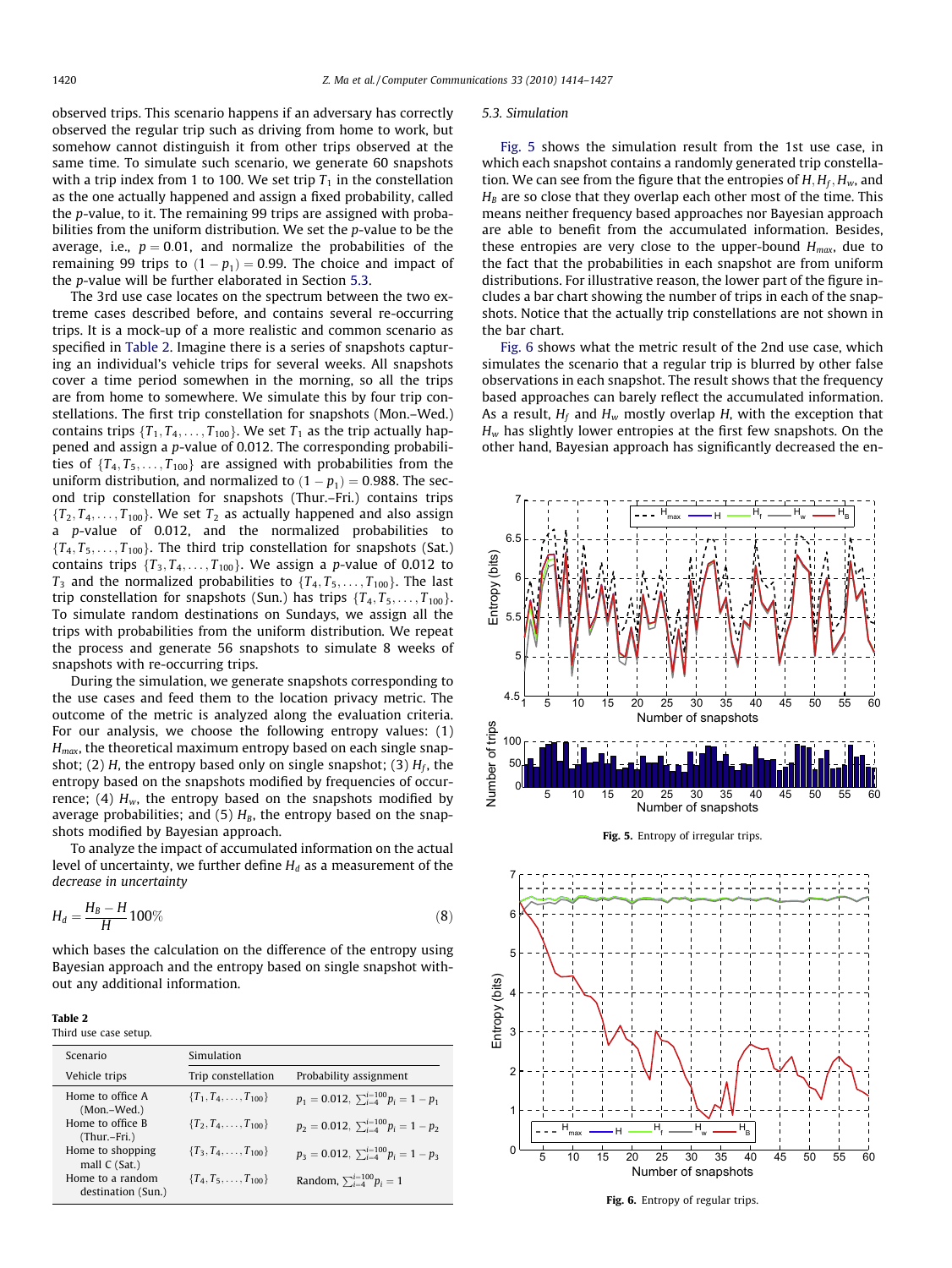observed trips. This scenario happens if an adversary has correctly observed the regular trip such as driving from home to work, but somehow cannot distinguish it from other trips observed at the same time. To simulate such scenario, we generate 60 snapshots with a trip index from 1 to 100. We set trip $T_1$ in the constellation as the one actually happened and assign a fixed probability, called the *p*-value, to it. The remaining 99 trips are assigned with probabilities from the uniform distribution. We set the *p*-value to be the average, i.e., $p = 0.01$, and normalize the probabilities of the remaining 99 trips to $(1 - p_1) = 0.99$. The choice and impact of the *p*-value will be further elaborated in Section 5.3.

The 3rd use case locates on the spectrum between the two extreme cases described before, and contains several re-occurring trips. It is a mock-up of a more realistic and common scenario as specified in Table 2. Imagine there is a series of snapshots capturing an individual's vehicle trips for several weeks. All snapshots cover a time period somewhen in the morning, so all the trips are from home to somewhere. We simulate this by four trip constellations. The first trip constellation for snapshots (Mon.–Wed.) contains trips $\{T_1, T_4, \ldots, T_{100}\}$. We set $T_1$ as the trip actually happened and assign a *p*-value of 0.012. The corresponding probabilities of $\{T_4, T_5, \ldots, T_{100}\}$ are assigned with probabilities from the uniform distribution, and normalized to $(1 - p_1) = 0.988$. The second trip constellation for snapshots (Thur.–Fri.) contains trips $\{T_2, T_4, \ldots, T_{100}\}$. We set $T_2$ as actually happened and also assign a *p*-value of 0.012, and the normalized probabilities to $\{T_4, T_5, \ldots, T_{100}\}$. The third trip constellation for snapshots (Sat.) contains trips $\{T_3, T_4, \ldots, T_{100}\}$. We assign a *p*-value of 0.012 to $T_3$ and the normalized probabilities to $\{T_4, T_5, \ldots, T_{100}\}$. The last trip constellation for snapshots (Sun.) has trips $\{T_4, T_5, \ldots, T_{100}\}$. To simulate random destinations on Sundays, we assign all the trips with probabilities from the uniform distribution. We repeat the process and generate 56 snapshots to simulate 8 weeks of snapshots with re-occurring trips.

During the simulation, we generate snapshots corresponding to the use cases and feed them to the location privacy metric. The outcome of the metric is analyzed along the evaluation criteria. For our analysis, we choose the following entropy values: (1) $H_{max}$, the theoretical maximum entropy based on each single snapshot; (2) $H$, the entropy based only on single snapshot; (3) $H_f$, the entropy based on the snapshots modified by frequencies of occurrence; (4) $H_w$, the entropy based on the snapshots modified by average probabilities; and (5) $H_B$, the entropy based on the snapshots modified by Bayesian approach.

To analyze the impact of accumulated information on the actual level of uncertainty, we further define $H_d$ as a measurement of the *decrease in uncertainty*

$$H_d = \frac{H_B - H}{H} 100\% \tag{8}$$

which bases the calculation on the difference of the entropy using Bayesian approach and the entropy based on single snapshot without any additional information.

**Table 2**
Third use case setup.

| Scenario | Simulation | |
|---|---|---|
| Vehicle trips | Trip constellation | Probability assignment |
| Home to office A (Mon.–Wed.) | $\{T_1, T_4, \ldots, T_{100}\}$ | $p_1 = 0.012$, $\sum_{i=4}^{i=100} p_i = 1 - p_1$ |
| Home to office B (Thur.–Fri.) | $\{T_2, T_4, \ldots, T_{100}\}$ | $p_2 = 0.012$, $\sum_{i=4}^{i=100} p_i = 1 - p_2$ |
| Home to shopping mall C (Sat.) | $\{T_3, T_4, \ldots, T_{100}\}$ | $p_3 = 0.012$, $\sum_{i=4}^{i=100} p_i = 1 - p_3$ |
| Home to a random destination (Sun.) | $\{T_4, T_5, \ldots, T_{100}\}$ | Random, $\sum_{i=4}^{i=100} p_i = 1$ |

### 5.3. Simulation

Fig. 5 shows the simulation result from the 1st use case, in which each snapshot contains a randomly generated trip constellation. We can see from the figure that the entropies of $H, H_f, H_w$, and $H_B$ are so close that they overlap each other most of the time. This means neither frequency based approaches nor Bayesian approach are able to benefit from the accumulated information. Besides, these entropies are very close to the upper-bound $H_{max}$, due to the fact that the probabilities in each snapshot are from uniform distributions. For illustrative reason, the lower part of the figure includes a bar chart showing the number of trips in each of the snapshots. Notice that the actually trip constellations are not shown in the bar chart.

Fig. 6 shows what the metric result of the 2nd use case, which simulates the scenario that a regular trip is blurred by other false observations in each snapshot. The result shows that the frequency based approaches can barely reflect the accumulated information. As a result, $H_f$ and $H_w$ mostly overlap $H$, with the exception that $H_w$ has slightly lower entropies at the first few snapshots. On the other hand, Bayesian approach has significantly decreased the en-

**Fig. 5.** Entropy of irregular trips.

**Fig. 6.** Entropy of regular trips.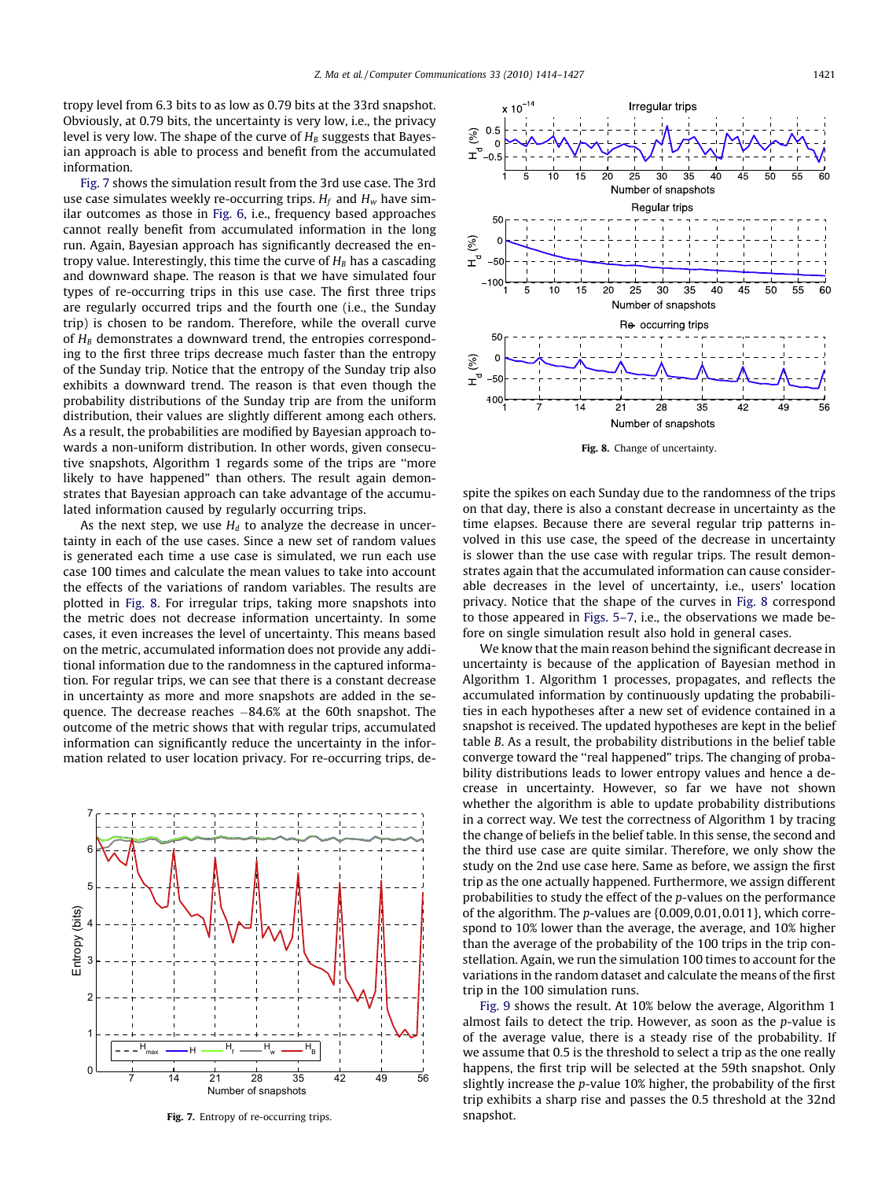tropy level from 6.3 bits to as low as 0.79 bits at the 33rd snapshot. Obviously, at 0.79 bits, the uncertainty is very low, i.e., the privacy level is very low. The shape of the curve of $H_B$ suggests that Bayesian approach is able to process and benefit from the accumulated information.

Fig. 7 shows the simulation result from the 3rd use case. The 3rd use case simulates weekly re-occurring trips. $H_f$ and $H_w$ have similar outcomes as those in Fig. 6, i.e., frequency based approaches cannot really benefit from accumulated information in the long run. Again, Bayesian approach has significantly decreased the entropy value. Interestingly, this time the curve of $H_B$ has a cascading and downward shape. The reason is that we have simulated four types of re-occurring trips in this use case. The first three trips are regularly occurred trips and the fourth one (i.e., the Sunday trip) is chosen to be random. Therefore, while the overall curve of $H_B$ demonstrates a downward trend, the entropies corresponding to the first three trips decrease much faster than the entropy of the Sunday trip. Notice that the entropy of the Sunday trip also exhibits a downward trend. The reason is that even though the probability distributions of the Sunday trip are from the uniform distribution, their values are slightly different among each others. As a result, the probabilities are modified by Bayesian approach towards a non-uniform distribution. In other words, given consecutive snapshots, Algorithm 1 regards some of the trips are "more likely to have happened" than others. The result again demonstrates that Bayesian approach can take advantage of the accumulated information caused by regularly occurring trips.

As the next step, we use $H_d$ to analyze the decrease in uncertainty in each of the use cases. Since a new set of random values is generated each time a use case is simulated, we run each use case 100 times and calculate the mean values to take into account the effects of the variations of random variables. The results are plotted in Fig. 8. For irregular trips, taking more snapshots into the metric does not decrease information uncertainty. In some cases, it even increases the level of uncertainty. This means based on the metric, accumulated information does not provide any additional information due to the randomness in the captured information. For regular trips, we can see that there is a constant decrease in uncertainty as more and more snapshots are added in the sequence. The decrease reaches −84.6% at the 60th snapshot. The outcome of the metric shows that with regular trips, accumulated information can significantly reduce the uncertainty in the information related to user location privacy. For re-occurring trips, despite the spikes on each Sunday due to the randomness of the trips on that day, there is also a constant decrease in uncertainty as the time elapses. Because there are several regular trip patterns involved in this use case, the speed of the decrease in uncertainty is slower than the use case with regular trips. The result demonstrates again that the accumulated information can cause considerable decreases in the level of uncertainty, i.e., users' location privacy. Notice that the shape of the curves in Fig. 8 correspond to those appeared in Figs. 5–7, i.e., the observations we made before on single simulation result also hold in general cases.

7
6
5
4
3
2
1
0
Entropy (bits)
7 14 21 28 35 42 49 56
Number of snapshots
$H_{max}$ H $H_f$ $H_w$ $H_B$

**Fig. 7.** Entropy of re-occurring trips.

Irregular trips
x $10^{-14}$
0.5
0
−0.5
$H_d$ (%)
1 5 10 15 20 25 30 35 40 45 50 55 60
Number of snapshots

Regular trips
50
0
−50
−100
$H_d$ (%)
1 5 10 15 20 25 30 35 40 45 50 55 60
Number of snapshots

Re occurring trips
50
0
−50
−100
$H_d$ (%)
1 7 14 21 28 35 42 49 56
Number of snapshots

**Fig. 8.** Change of uncertainty.

We know that the main reason behind the significant decrease in uncertainty is because of the application of Bayesian method in Algorithm 1. Algorithm 1 processes, propagates, and reflects the accumulated information by continuously updating the probabilities in each hypotheses after a new set of evidence contained in a snapshot is received. The updated hypotheses are kept in the belief table *B*. As a result, the probability distributions in the belief table converge toward the "real happened" trips. The changing of probability distributions leads to lower entropy values and hence a decrease in uncertainty. However, so far we have not shown whether the algorithm is able to update probability distributions in a correct way. We test the correctness of Algorithm 1 by tracing the change of beliefs in the belief table. In this sense, the second and the third use case are quite similar. Therefore, we only show the study on the 2nd use case here. Same as before, we assign the first trip as the one actually happened. Furthermore, we assign different probabilities to study the effect of the *p*-values on the performance of the algorithm. The *p*-values are {0.009, 0.01, 0.011}, which correspond to 10% lower than the average, the average, and 10% higher than the average of the probability of the 100 trips in the trip constellation. Again, we run the simulation 100 times to account for the variations in the random dataset and calculate the means of the first trip in the 100 simulation runs.

Fig. 9 shows the result. At 10% below the average, Algorithm 1 almost fails to detect the trip. However, as soon as the *p*-value is of the average value, there is a steady rise of the probability. If we assume that 0.5 is the threshold to select a trip as the one really happens, the first trip will be selected at the 59th snapshot. Only slightly increase the *p*-value 10% higher, the probability of the first trip exhibits a sharp rise and passes the 0.5 threshold at the 32nd snapshot.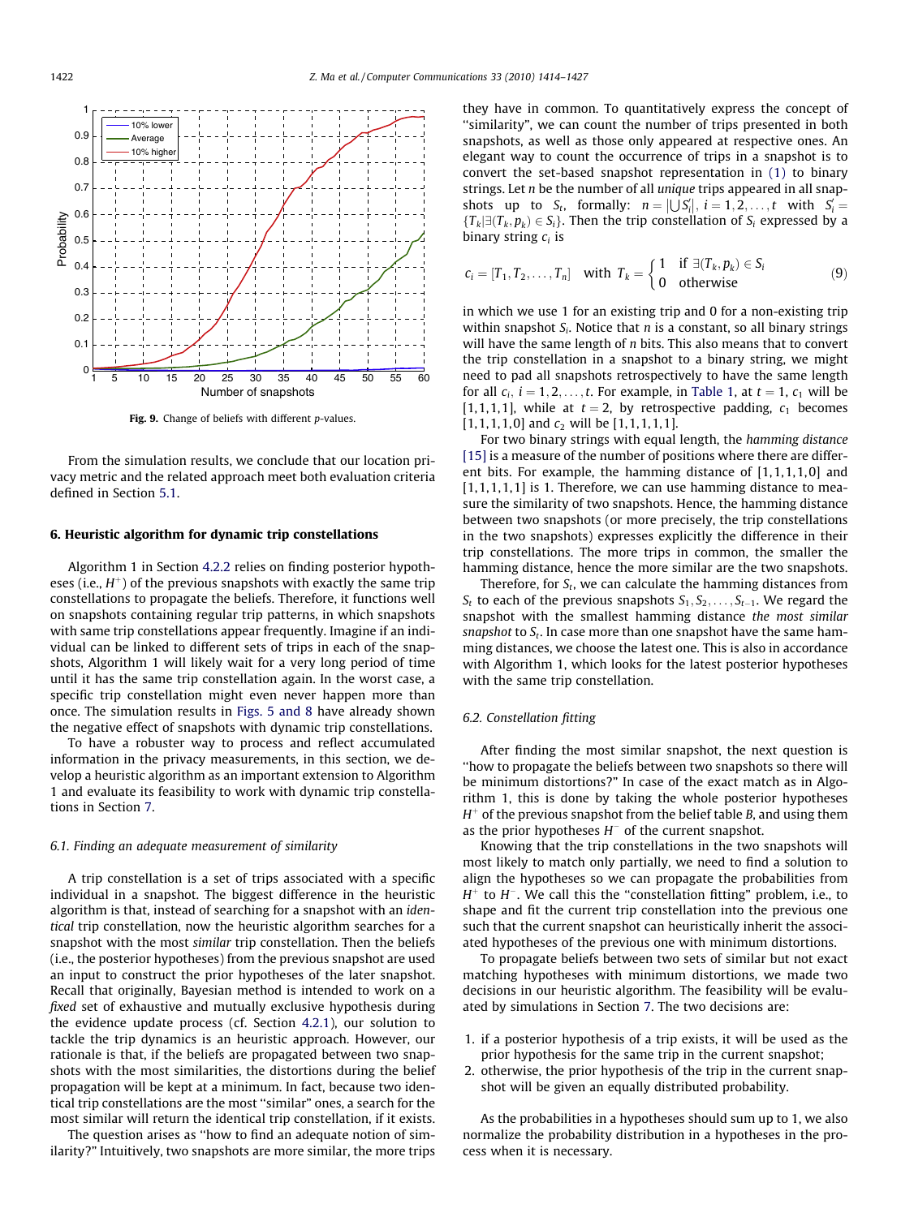Fig. 9. Change of beliefs with different $p$-values.

From the simulation results, we conclude that our location privacy metric and the related approach meet both evaluation criteria defined in Section 5.1.

## 6. Heuristic algorithm for dynamic trip constellations

Algorithm 1 in Section 4.2.2 relies on finding posterior hypotheses (i.e., $H^+$) of the previous snapshots with exactly the same trip constellations to propagate the beliefs. Therefore, it functions well on snapshots containing regular trip patterns, in which snapshots with same trip constellations appear frequently. Imagine if an individual can be linked to different sets of trips in each of the snapshots, Algorithm 1 will likely wait for a very long period of time until it has the same trip constellation again. In the worst case, a specific trip constellation might even never happen more than once. The simulation results in Figs. 5 and 8 have already shown the negative effect of snapshots with dynamic trip constellations.

To have a robuster way to process and reflect accumulated information in the privacy measurements, in this section, we develop a heuristic algorithm as an important extension to Algorithm 1 and evaluate its feasibility to work with dynamic trip constellations in Section 7.

### 6.1. Finding an adequate measurement of similarity

A trip constellation is a set of trips associated with a specific individual in a snapshot. The biggest difference in the heuristic algorithm is that, instead of searching for a snapshot with an *identical* trip constellation, now the heuristic algorithm searches for a snapshot with the most *similar* trip constellation. Then the beliefs (i.e., the posterior hypotheses) from the previous snapshot are used an input to construct the prior hypotheses of the later snapshot. Recall that originally, Bayesian method is intended to work on a *fixed* set of exhaustive and mutually exclusive hypothesis during the evidence update process (cf. Section 4.2.1), our solution to tackle the trip dynamics is an heuristic approach. However, our rationale is that, if the beliefs are propagated between two snapshots with the most similarities, the distortions during the belief propagation will be kept at a minimum. In fact, because two identical trip constellations are the most "similar" ones, a search for the most similar will return the identical trip constellation, if it exists.

The question arises as "how to find an adequate notion of similarity?" Intuitively, two snapshots are more similar, the more trips they have in common. To quantitatively express the concept of "similarity", we can count the number of trips presented in both snapshots, as well as those only appeared at respective ones. An elegant way to count the occurrence of trips in a snapshot is to convert the set-based snapshot representation in (1) to binary strings. Let $n$ be the number of all *unique* trips appeared in all snapshots up to $S_t$, formally: $n = |\bigcup S_i'|,\ i = 1, 2, \ldots, t$ with $S_i' = \{T_k | \exists (T_k, p_k) \in S_i\}$. Then the trip constellation of $S_i$ expressed by a binary string $c_i$ is

$$c_i = [T_1, T_2, \ldots, T_n] \quad \text{with } T_k = \begin{cases} 1 & \text{if } \exists (T_k, p_k) \in S_i \\ 0 & \text{otherwise} \end{cases} \tag{9}$$

in which we use 1 for an existing trip and 0 for a non-existing trip within snapshot $S_i$. Notice that $n$ is a constant, so all binary strings will have the same length of $n$ bits. This also means that to convert the trip constellation in a snapshot to a binary string, we might need to pad all snapshots retrospectively to have the same length for all $c_i$, $i = 1, 2, \ldots, t$. For example, in Table 1, at $t = 1$, $c_1$ will be [1,1,1,1], while at $t = 2$, by retrospective padding, $c_1$ becomes [1,1,1,1,0] and $c_2$ will be [1,1,1,1,1].

For two binary strings with equal length, the *hamming distance* [15] is a measure of the number of positions where there are different bits. For example, the hamming distance of [1,1,1,1,0] and [1,1,1,1,1] is 1. Therefore, we can use hamming distance to measure the similarity of two snapshots. Hence, the hamming distance between two snapshots (or more precisely, the trip constellations in the two snapshots) expresses explicitly the difference in their trip constellations. The more trips in common, the smaller the hamming distance, hence the more similar are the two snapshots.

Therefore, for $S_t$, we can calculate the hamming distances from $S_t$ to each of the previous snapshots $S_1, S_2, \ldots, S_{t-1}$. We regard the snapshot with the smallest hamming distance *the most similar snapshot* to $S_t$. In case more than one snapshot have the same hamming distances, we choose the latest one. This is also in accordance with Algorithm 1, which looks for the latest posterior hypotheses with the same trip constellation.

### 6.2. Constellation fitting

After finding the most similar snapshot, the next question is "how to propagate the beliefs between two snapshots so there will be minimum distortions?" In case of the exact match as in Algorithm 1, this is done by taking the whole posterior hypotheses $H^+$ of the previous snapshot from the belief table $B$, and using them as the prior hypotheses $H^-$ of the current snapshot.

Knowing that the trip constellations in the two snapshots will most likely to match only partially, we need to find a solution to align the hypotheses so we can propagate the probabilities from $H^+$ to $H^-$. We call this the "constellation fitting" problem, i.e., to shape and fit the current trip constellation into the previous one such that the current snapshot can heuristically inherit the associated hypotheses of the previous one with minimum distortions.

To propagate beliefs between two sets of similar but not exact matching hypotheses with minimum distortions, we made two decisions in our heuristic algorithm. The feasibility will be evaluated by simulations in Section 7. The two decisions are:

1. if a posterior hypothesis of a trip exists, it will be used as the prior hypothesis for the same trip in the current snapshot;
2. otherwise, the prior hypothesis of the trip in the current snapshot will be given an equally distributed probability.

As the probabilities in a hypotheses should sum up to 1, we also normalize the probability distribution in a hypotheses in the process when it is necessary.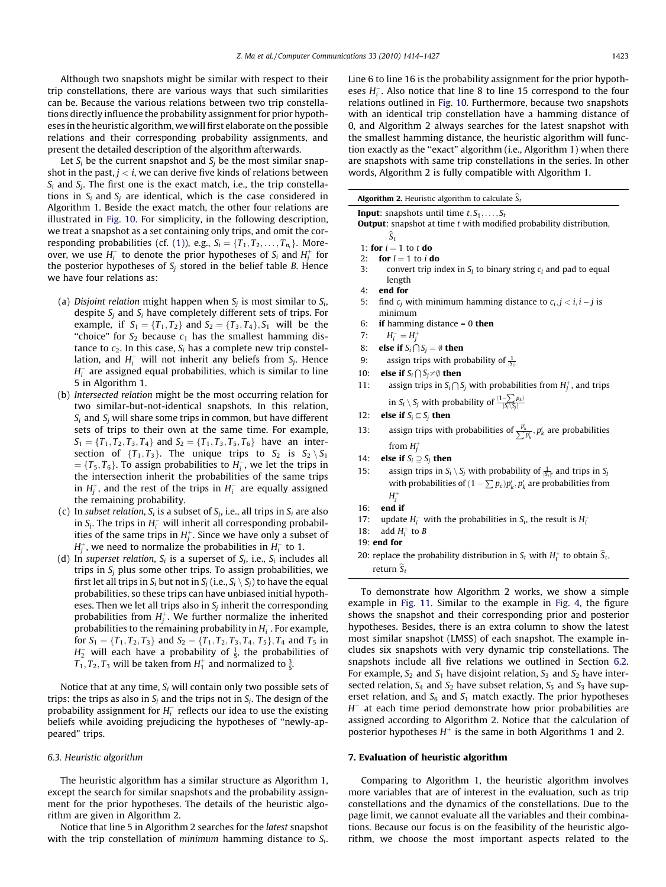Although two snapshots might be similar with respect to their trip constellations, there are various ways that such similarities can be. Because the various relations between two trip constellations directly influence the probability assignment for prior hypotheses in the heuristic algorithm, we will first elaborate on the possible relations and their corresponding probability assignments, and present the detailed description of the algorithm afterwards.

Let $S_i$ be the current snapshot and $S_j$ be the most similar snapshot in the past, $j < i$, we can derive five kinds of relations between $S_i$ and $S_j$. The first one is the exact match, i.e., the trip constellations in $S_i$ and $S_j$ are identical, which is the case considered in Algorithm 1. Beside the exact match, the other four relations are illustrated in Fig. 10. For simplicity, in the following description, we treat a snapshot as a set containing only trips, and omit the corresponding probabilities (cf. (1)), e.g., $S_i = \{T_1, T_2, \ldots, T_{n_i}\}$. Moreover, we use $H_i^-$ to denote the prior hypotheses of $S_i$ and $H_j^+$ for the posterior hypotheses of $S_j$ stored in the belief table $B$. Hence we have four relations as:

(a) *Disjoint relation* might happen when $S_j$ is most similar to $S_i$, despite $S_j$ and $S_i$ have completely different sets of trips. For example, if $S_1 = \{T_1, T_2\}$ and $S_2 = \{T_3, T_4\}, S_1$ will be the "choice" for $S_2$ because $c_1$ has the smallest hamming distance to $c_2$. In this case, $S_i$ has a complete new trip constellation, and $H_i^-$ will not inherit any beliefs from $S_j$. Hence $H_i^-$ are assigned equal probabilities, which is similar to line 5 in Algorithm 1.

(b) *Intersected relation* might be the most occurring relation for two similar-but-not-identical snapshots. In this relation, $S_i$ and $S_j$ will share some trips in common, but have different sets of trips to their own at the same time. For example, $S_1 = \{T_1, T_2, T_3, T_4\}$ and $S_2 = \{T_1, T_3, T_5, T_6\}$ have an intersection of $\{T_1, T_3\}$. The unique trips to $S_2$ is $S_2 \setminus S_1 = \{T_5, T_6\}$. To assign probabilities to $H_i^-$, we let the trips in the intersection inherit the probabilities of the same trips in $H_j^+$, and the rest of the trips in $H_i^-$ are equally assigned the remaining probability.

(c) In *subset relation*, $S_i$ is a subset of $S_j$, i.e., all trips in $S_i$ are also in $S_j$. The trips in $H_i^-$ will inherit all corresponding probabilities of the same trips in $H_j^+$. Since we have only a subset of $H_j^+$, we need to normalize the probabilities in $H_i^-$ to 1.

(d) In *superset relation*, $S_i$ is a superset of $S_j$, i.e., $S_i$ includes all trips in $S_j$ plus some other trips. To assign probabilities, we first let all trips in $S_i$ but not in $S_j$ (i.e., $S_i \setminus S_j$) to have the equal probabilities, so these trips can have unbiased initial hypotheses. Then we let all trips also in $S_j$ inherit the corresponding probabilities from $H_j^+$. We further normalize the inherited probabilities to the remaining probability in $H_i^-$. For example, for $S_1 = \{T_1, T_2, T_3\}$ and $S_2 = \{T_1, T_2, T_3, T_4, T_5\}, T_4$ and $T_5$ in $H_2^-$ will each have a probability of $\frac{1}{5}$, the probabilities of $T_1, T_2, T_3$ will be taken from $H_1^+$ and normalized to $\frac{3}{5}$.

Notice that at any time, $S_i$ will contain only two possible sets of trips: the trips as also in $S_j$ and the trips not in $S_j$. The design of the probability assignment for $H_i^-$ reflects our idea to use the existing beliefs while avoiding prejudicing the hypotheses of "newly-appeared" trips.

### 6.3. Heuristic algorithm

The heuristic algorithm has a similar structure as Algorithm 1, except the search for similar snapshots and the probability assignment for the prior hypotheses. The details of the heuristic algorithm are given in Algorithm 2.

Notice that line 5 in Algorithm 2 searches for the *latest* snapshot with the trip constellation of *minimum* hamming distance to $S_i$. Line 6 to line 16 is the probability assignment for the prior hypotheses $H_i^-$. Also notice that line 8 to line 15 correspond to the four relations outlined in Fig. 10. Furthermore, because two snapshots with an identical trip constellation have a hamming distance of 0, and Algorithm 2 always searches for the latest snapshot with the smallest hamming distance, the heuristic algorithm will function exactly as the "exact" algorithm (i.e., Algorithm 1) when there are snapshots with same trip constellations in the series. In other words, Algorithm 2 is fully compatible with Algorithm 1.

**Algorithm 2.** Heuristic algorithm to calculate $\widehat{S}_t$

**Input**: snapshots until time $t, S_1, \ldots, S_t$
**Output**: snapshot at time $t$ with modified probability distribution, $\widehat{S}_t$

1: **for** $i = 1$ to $t$ **do**
2: **for** $l = 1$ to $i$ **do**
3: convert trip index in $S_l$ to binary string $c_l$ and pad to equal length
4: **end for**
5: find $c_j$ with minimum hamming distance to $c_i, j < i, i - j$ is minimum
6: **if** hamming distance = 0 **then**
7: $H_i^- = H_j^+$
8: **else if** $S_i \bigcap S_j = \emptyset$ **then**
9: assign trips with probability of $\frac{1}{|S_i|}$
10: **else if** $S_i \bigcap S_j \neq \emptyset$ **then**
11: assign trips in $S_i \bigcap S_j$ with probabilities from $H_j^+$, and trips in $S_i \setminus S_j$ with probability of $\frac{(1 - \sum p_k)}{|S_i \setminus S_j|}$
12: **else if** $S_i \subseteq S_j$ **then**
13: assign trips with probabilities of $\frac{p'_k}{\sum p'_k}, p'_k$ are probabilities from $H_j^+$
14: **else if** $S_i \supseteq S_j$ **then**
15: assign trips in $S_i \setminus S_j$ with probability of $\frac{1}{|S_i|}$, and trips in $S_j$ with probabilities of $(1 - \sum p_c)p'_k, p'_k$ are probabilities from $H_j^+$
16: **end if**
17: update $H_i^-$ with the probabilities in $S_i$, the result is $H_i^+$
18: add $H_i^+$ to $B$
19: **end for**
20: replace the probability distribution in $S_t$ with $H_t^+$ to obtain $\widehat{S}_t$, return $\widehat{S}_t$

To demonstrate how Algorithm 2 works, we show a simple example in Fig. 11. Similar to the example in Fig. 4, the figure shows the snapshot and their corresponding prior and posterior hypotheses. Besides, there is an extra column to show the latest most similar snapshot (LMSS) of each snapshot. The example includes six snapshots with very dynamic trip constellations. The snapshots include all five relations we outlined in Section 6.2. For example, $S_2$ and $S_1$ have disjoint relation, $S_3$ and $S_2$ have intersected relation, $S_4$ and $S_2$ have subset relation, $S_5$ and $S_3$ have superset relation, and $S_6$ and $S_1$ match exactly. The prior hypotheses $H^-$ at each time period demonstrate how prior probabilities are assigned according to Algorithm 2. Notice that the calculation of posterior hypotheses $H^+$ is the same in both Algorithms 1 and 2.

## 7. Evaluation of heuristic algorithm

Comparing to Algorithm 1, the heuristic algorithm involves more variables that are of interest in the evaluation, such as trip constellations and the dynamics of the constellations. Due to the page limit, we cannot evaluate all the variables and their combinations. Because our focus is on the feasibility of the heuristic algorithm, we choose the most important aspects related to the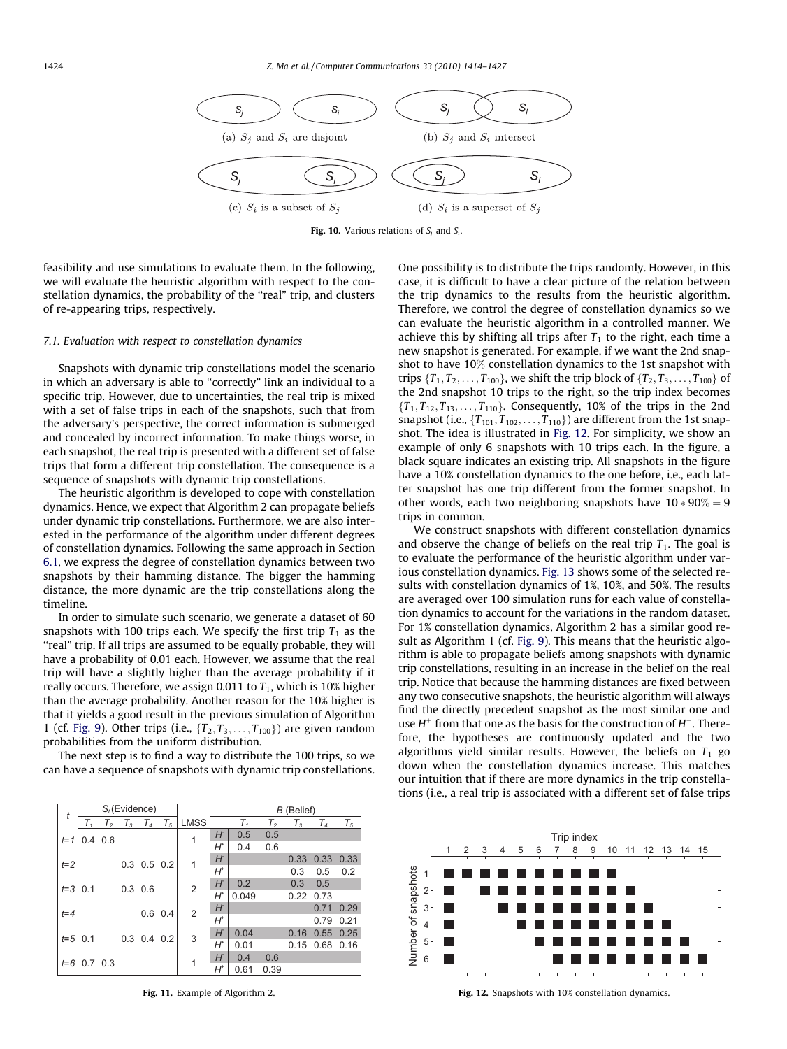Fig. 10. Various relations of $S_j$ and $S_i$.

feasibility and use simulations to evaluate them. In the following, we will evaluate the heuristic algorithm with respect to the constellation dynamics, the probability of the "real" trip, and clusters of re-appearing trips, respectively.

### 7.1. Evaluation with respect to constellation dynamics

Snapshots with dynamic trip constellations model the scenario in which an adversary is able to "correctly" link an individual to a specific trip. However, due to uncertainties, the real trip is mixed with a set of false trips in each of the snapshots, such that from the adversary's perspective, the correct information is submerged and concealed by incorrect information. To make things worse, in each snapshot, the real trip is presented with a different set of false trips that form a different trip constellation. The consequence is a sequence of snapshots with dynamic trip constellations.

The heuristic algorithm is developed to cope with constellation dynamics. Hence, we expect that Algorithm 2 can propagate beliefs under dynamic trip constellations. Furthermore, we are also interested in the performance of the algorithm under different degrees of constellation dynamics. Following the same approach in Section 6.1, we express the degree of constellation dynamics between two snapshots by their hamming distance. The bigger the hamming distance, the more dynamic are the trip constellations along the timeline.

In order to simulate such scenario, we generate a dataset of 60 snapshots with 100 trips each. We specify the first trip $T_1$ as the "real" trip. If all trips are assumed to be equally probable, they will have a probability of 0.01 each. However, we assume that the real trip will have a slightly higher than the average probability if it really occurs. Therefore, we assign 0.011 to $T_1$, which is 10% higher than the average probability. Another reason for the 10% higher is that it yields a good result in the previous simulation of Algorithm 1 (cf. Fig. 9). Other trips (i.e., $\{T_2, T_3, \ldots, T_{100}\}$) are given random probabilities from the uniform distribution.

The next step is to find a way to distribute the 100 trips, so we can have a sequence of snapshots with dynamic trip constellations. One possibility is to distribute the trips randomly. However, in this case, it is difficult to have a clear picture of the relation between the trip dynamics to the results from the heuristic algorithm. Therefore, we control the degree of constellation dynamics so we can evaluate the heuristic algorithm in a controlled manner. We achieve this by shifting all trips after $T_1$ to the right, each time a new snapshot is generated. For example, if we want the 2nd snapshot to have 10% constellation dynamics to the 1st snapshot with trips $\{T_1, T_2, \ldots, T_{100}\}$, we shift the trip block of $\{T_2, T_3, \ldots, T_{100}\}$ of the 2nd snapshot 10 trips to the right, so the trip index becomes $\{T_1, T_{12}, T_{13}, \ldots, T_{110}\}$. Consequently, 10% of the trips in the 2nd snapshot (i.e., $\{T_{101}, T_{102}, \ldots, T_{110}\}$) are different from the 1st snapshot. The idea is illustrated in Fig. 12. For simplicity, we show an example of only 6 snapshots with 10 trips each. In the figure, a black square indicates an existing trip. All snapshots in the figure have a 10% constellation dynamics to the one before, i.e., each latter snapshot has one trip different from the former snapshot. In other words, each two neighboring snapshots have $10 * 90\% = 9$ trips in common.

We construct snapshots with different constellation dynamics and observe the change of beliefs on the real trip $T_1$. The goal is to evaluate the performance of the heuristic algorithm under various constellation dynamics. Fig. 13 shows some of the selected results with constellation dynamics of 1%, 10%, and 50%. The results are averaged over 100 simulation runs for each value of constellation dynamics to account for the variations in the random dataset. For 1% constellation dynamics, Algorithm 2 has a similar good result as Algorithm 1 (cf. Fig. 9). This means that the heuristic algorithm is able to propagate beliefs among snapshots with dynamic trip constellations, resulting in an increase in the belief on the real trip. Notice that because the hamming distances are fixed between any two consecutive snapshots, the heuristic algorithm will always find the directly precedent snapshot as the most similar one and use $H^+$ from that one as the basis for the construction of $H^-$. Therefore, the hypotheses are continuously updated and the two algorithms yield similar results. However, the beliefs on $T_1$ go down when the constellation dynamics increase. This matches our intuition that if there are more dynamics in the trip constellations (i.e., a real trip is associated with a different set of false trips

| $t$ | $S_t$ (Evidence) | | | | | LMSS | $B$ (Belief) | | | | | |
|---|---|---|---|---|---|---|---|---|---|---|---|---|
| | $T_1$ | $T_2$ | $T_3$ | $T_4$ | $T_5$ | | | $T_1$ | $T_2$ | $T_3$ | $T_4$ | $T_5$ |
| t=1 | 0.4 | 0.6 | | | | 1 | $H^-$ | 0.5 | 0.5 | | | |
| | | | | | | | $H^+$ | 0.4 | 0.6 | | | |
| t=2 | | | 0.3 | 0.5 | 0.2 | 1 | $H^-$ | | | 0.33 | 0.33 | 0.33 |
| | | | | | | | $H^+$ | | | 0.3 | 0.5 | 0.2 |
| t=3 | 0.1 | | 0.3 | 0.6 | | 2 | $H^-$ | 0.2 | | 0.3 | 0.5 | |
| | | | | | | | $H^+$ | 0.049 | | 0.22 | 0.73 | |
| t=4 | | | | 0.6 | 0.4 | 2 | $H^-$ | | | | 0.71 | 0.29 |
| | | | | | | | $H^+$ | | | | 0.79 | 0.21 |
| t=5 | 0.1 | | 0.3 | 0.4 | 0.2 | 3 | $H^-$ | 0.04 | | 0.16 | 0.55 | 0.25 |
| | | | | | | | $H^+$ | 0.01 | | 0.15 | 0.68 | 0.16 |
| t=6 | 0.7 | 0.3 | | | | 1 | $H^-$ | 0.4 | 0.6 | | | |
| | | | | | | | $H^+$ | 0.61 | 0.39 | | | |

Fig. 11. Example of Algorithm 2.

Fig. 12. Snapshots with 10% constellation dynamics.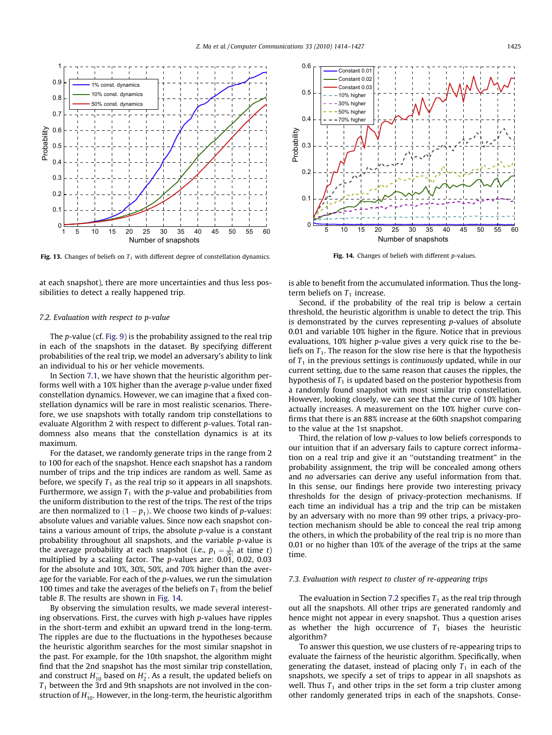Fig. 13. Changes of beliefs on $T_1$ with different degree of constellation dynamics.

Fig. 14. Changes of beliefs with different $p$-values.

at each snapshot), there are more uncertainties and thus less possibilities to detect a really happened trip.

### 7.2. Evaluation with respect to p-value

The $p$-value (cf. Fig. 9) is the probability assigned to the real trip in each of the snapshots in the dataset. By specifying different probabilities of the real trip, we model an adversary's ability to link an individual to his or her vehicle movements.

In Section 7.1, we have shown that the heuristic algorithm performs well with a 10% higher than the average $p$-value under fixed constellation dynamics. However, we can imagine that a fixed constellation dynamics will be rare in most realistic scenarios. Therefore, we use snapshots with totally random trip constellations to evaluate Algorithm 2 with respect to different $p$-values. Total randomness also means that the constellation dynamics is at its maximum.

For the dataset, we randomly generate trips in the range from 2 to 100 for each of the snapshot. Hence each snapshot has a random number of trips and the trip indices are random as well. Same as before, we specify $T_1$ as the real trip so it appears in all snapshots. Furthermore, we assign $T_1$ with the $p$-value and probabilities from the uniform distribution to the rest of the trips. The rest of the trips are then normalized to $(1 - p_1)$. We choose two kinds of $p$-values: absolute values and variable values. Since now each snapshot contains a various amount of trips, the absolute $p$-value is a constant probability throughout all snapshots, and the variable $p$-value is the average probability at each snapshot (i.e., $p_1 = \frac{1}{|S_t|}$ at time $t$) multiplied by a scaling factor. The $p$-values are: 0.01, 0.02, 0.03 for the absolute and 10%, 30%, 50%, and 70% higher than the average for the variable. For each of the $p$-values, we run the simulation 100 times and take the averages of the beliefs on $T_1$ from the belief table $B$. The results are shown in Fig. 14.

By observing the simulation results, we made several interesting observations. First, the curves with high $p$-values have ripples in the short-term and exhibit an upward trend in the long-term. The ripples are due to the fluctuations in the hypotheses because the heuristic algorithm searches for the most similar snapshot in the past. For example, for the 10th snapshot, the algorithm might find that the 2nd snapshot has the most similar trip constellation, and construct $H_{10}^-$ based on $H_2^+$. As a result, the updated beliefs on $T_1$ between the 3rd and 9th snapshots are not involved in the construction of $H_{10}^-$. However, in the long-term, the heuristic algorithm is able to benefit from the accumulated information. Thus the long-term beliefs on $T_1$ increase.

Second, if the probability of the real trip is below a certain threshold, the heuristic algorithm is unable to detect the trip. This is demonstrated by the curves representing $p$-values of absolute 0.01 and variable 10% higher in the figure. Notice that in previous evaluations, 10% higher $p$-value gives a very quick rise to the beliefs on $T_1$. The reason for the slow rise here is that the hypothesis of $T_1$ in the previous settings is *continuously* updated, while in our current setting, due to the same reason that causes the ripples, the hypothesis of $T_1$ is updated based on the posterior hypothesis from a randomly found snapshot with most similar trip constellation. However, looking closely, we can see that the curve of 10% higher actually increases. A measurement on the 10% higher curve confirms that there is an 88% increase at the 60th snapshot comparing to the value at the 1st snapshot.

Third, the relation of low $p$-values to low beliefs corresponds to our intuition that if an adversary fails to capture correct information on a real trip and give it an "outstanding treatment" in the probability assignment, the trip will be concealed among others and *no* adversaries can derive any useful information from that. In this sense, our findings here provide two interesting privacy thresholds for the design of privacy-protection mechanisms. If each time an individual has a trip and the trip can be mistaken by an adversary with no more than 99 other trips, a privacy-protection mechanism should be able to conceal the real trip among the others, in which the probability of the real trip is no more than 0.01 or no higher than 10% of the average of the trips at the same time.

### 7.3. Evaluation with respect to cluster of re-appearing trips

The evaluation in Section 7.2 specifies $T_1$ as the real trip through out all the snapshots. All other trips are generated randomly and hence might not appear in every snapshot. Thus a question arises as whether the high occurrence of $T_1$ biases the heuristic algorithm?

To answer this question, we use clusters of re-appearing trips to evaluate the fairness of the heuristic algorithm. Specifically, when generating the dataset, instead of placing only $T_1$ in each of the snapshots, we specify a set of trips to appear in all snapshots as well. Thus $T_1$ and other trips in the set form a trip cluster among other randomly generated trips in each of the snapshots. Conse-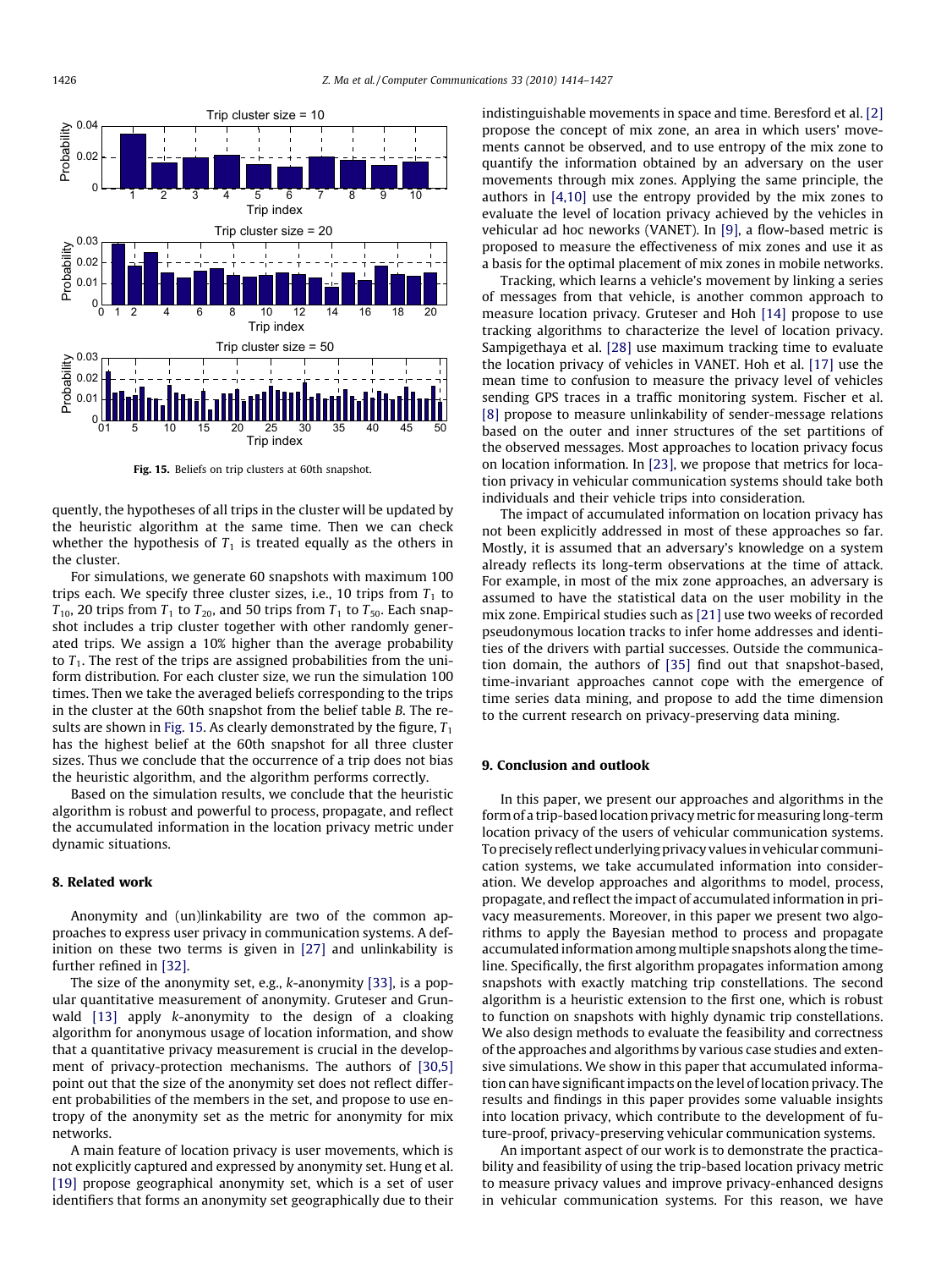Trip cluster size = 10

Probability

0.04

0.02

0

1 2 3 4 5 6 7 8 9 10

Trip index

Trip cluster size = 20

Probability

0.03

0.02

0.01

0

0 1 2 4 6 8 10 12 14 16 18 20

Trip index

Trip cluster size = 50

Probability

0.03

0.02

0.01

0

01 5 10 15 20 25 30 35 40 45 50

Trip index

**Fig. 15.** Beliefs on trip clusters at 60th snapshot.

quently, the hypotheses of all trips in the cluster will be updated by the heuristic algorithm at the same time. Then we can check whether the hypothesis of $T_1$ is treated equally as the others in the cluster.

For simulations, we generate 60 snapshots with maximum 100 trips each. We specify three cluster sizes, i.e., 10 trips from $T_1$ to $T_{10}$, 20 trips from $T_1$ to $T_{20}$, and 50 trips from $T_1$ to $T_{50}$. Each snapshot includes a trip cluster together with other randomly generated trips. We assign a 10% higher than the average probability to $T_1$. The rest of the trips are assigned probabilities from the uniform distribution. For each cluster size, we run the simulation 100 times. Then we take the averaged beliefs corresponding to the trips in the cluster at the 60th snapshot from the belief table *B*. The results are shown in Fig. 15. As clearly demonstrated by the figure, $T_1$ has the highest belief at the 60th snapshot for all three cluster sizes. Thus we conclude that the occurrence of a trip does not bias the heuristic algorithm, and the algorithm performs correctly.

Based on the simulation results, we conclude that the heuristic algorithm is robust and powerful to process, propagate, and reflect the accumulated information in the location privacy metric under dynamic situations.

## 8. Related work

Anonymity and (un)linkability are two of the common approaches to express user privacy in communication systems. A definition on these two terms is given in [27] and unlinkability is further refined in [32].

The size of the anonymity set, e.g., *k*-anonymity [33], is a popular quantitative measurement of anonymity. Gruteser and Grunwald [13] apply *k*-anonymity to the design of a cloaking algorithm for anonymous usage of location information, and show that a quantitative privacy measurement is crucial in the development of privacy-protection mechanisms. The authors of [30,5] point out that the size of the anonymity set does not reflect different probabilities of the members in the set, and propose to use entropy of the anonymity set as the metric for anonymity for mix networks.

A main feature of location privacy is user movements, which is not explicitly captured and expressed by anonymity set. Hung et al. [19] propose geographical anonymity set, which is a set of user identifiers that forms an anonymity set geographically due to their indistinguishable movements in space and time. Beresford et al. [2] propose the concept of mix zone, an area in which users' movements cannot be observed, and to use entropy of the mix zone to quantify the information obtained by an adversary on the user movements through mix zones. Applying the same principle, the authors in [4,10] use the entropy provided by the mix zones to evaluate the level of location privacy achieved by the vehicles in vehicular ad hoc neworks (VANET). In [9], a flow-based metric is proposed to measure the effectiveness of mix zones and use it as a basis for the optimal placement of mix zones in mobile networks.

Tracking, which learns a vehicle's movement by linking a series of messages from that vehicle, is another common approach to measure location privacy. Gruteser and Hoh [14] propose to use tracking algorithms to characterize the level of location privacy. Sampigethaya et al. [28] use maximum tracking time to evaluate the location privacy of vehicles in VANET. Hoh et al. [17] use the mean time to confusion to measure the privacy level of vehicles sending GPS traces in a traffic monitoring system. Fischer et al. [8] propose to measure unlinkability of sender-message relations based on the outer and inner structures of the set partitions of the observed messages. Most approaches to location privacy focus on location information. In [23], we propose that metrics for location privacy in vehicular communication systems should take both individuals and their vehicle trips into consideration.

The impact of accumulated information on location privacy has not been explicitly addressed in most of these approaches so far. Mostly, it is assumed that an adversary's knowledge on a system already reflects its long-term observations at the time of attack. For example, in most of the mix zone approaches, an adversary is assumed to have the statistical data on the user mobility in the mix zone. Empirical studies such as [21] use two weeks of recorded pseudonymous location tracks to infer home addresses and identities of the drivers with partial successes. Outside the communication domain, the authors of [35] find out that snapshot-based, time-invariant approaches cannot cope with the emergence of time series data mining, and propose to add the time dimension to the current research on privacy-preserving data mining.

## 9. Conclusion and outlook

In this paper, we present our approaches and algorithms in the form of a trip-based location privacy metric for measuring long-term location privacy of the users of vehicular communication systems. To precisely reflect underlying privacy values in vehicular communication systems, we take accumulated information into consideration. We develop approaches and algorithms to model, process, propagate, and reflect the impact of accumulated information in privacy measurements. Moreover, in this paper we present two algorithms to apply the Bayesian method to process and propagate accumulated information among multiple snapshots along the timeline. Specifically, the first algorithm propagates information among snapshots with exactly matching trip constellations. The second algorithm is a heuristic extension to the first one, which is robust to function on snapshots with highly dynamic trip constellations. We also design methods to evaluate the feasibility and correctness of the approaches and algorithms by various case studies and extensive simulations. We show in this paper that accumulated information can have significant impacts on the level of location privacy. The results and findings in this paper provides some valuable insights into location privacy, which contribute to the development of future-proof, privacy-preserving vehicular communication systems.

An important aspect of our work is to demonstrate the practicability and feasibility of using the trip-based location privacy metric to measure privacy values and improve privacy-enhanced designs in vehicular communication systems. For this reason, we have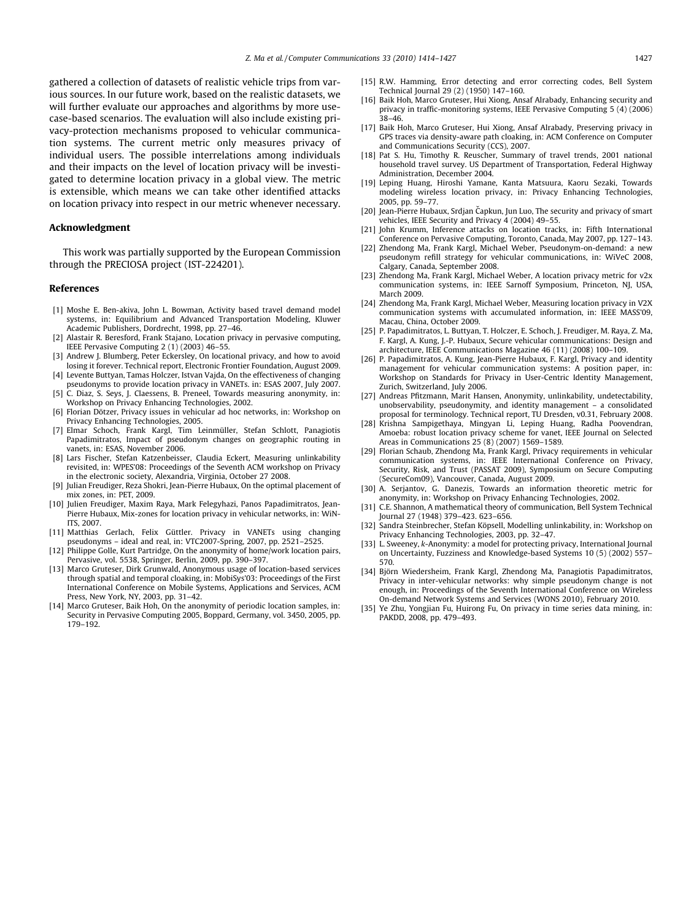gathered a collection of datasets of realistic vehicle trips from various sources. In our future work, based on the realistic datasets, we will further evaluate our approaches and algorithms by more use-case-based scenarios. The evaluation will also include existing privacy-protection mechanisms proposed to vehicular communication systems. The current metric only measures privacy of individual users. The possible interrelations among individuals and their impacts on the level of location privacy will be investigated to determine location privacy in a global view. The metric is extensible, which means we can take other identified attacks on location privacy into respect in our metric whenever necessary.

## Acknowledgment

This work was partially supported by the European Commission through the PRECIOSA project (IST-224201).

## References

[1] Moshe E. Ben-akiva, John L. Bowman, Activity based travel demand model systems, in: Equilibrium and Advanced Transportation Modeling, Kluwer Academic Publishers, Dordrecht, 1998, pp. 27–46.

[2] Alastair R. Beresford, Frank Stajano, Location privacy in pervasive computing, IEEE Pervasive Computing 2 (1) (2003) 46–55.

[3] Andrew J. Blumberg, Peter Eckersley, On locational privacy, and how to avoid losing it forever. Technical report, Electronic Frontier Foundation, August 2009.

[4] Levente Buttyan, Tamas Holczer, Istvan Vajda, On the effectiveness of changing pseudonyms to provide location privacy in VANETs. in: ESAS 2007, July 2007.

[5] C. Diaz, S. Seys, J. Claessens, B. Preneel, Towards measuring anonymity, in: Workshop on Privacy Enhancing Technologies, 2002.

[6] Florian Dötzer, Privacy issues in vehicular ad hoc networks, in: Workshop on Privacy Enhancing Technologies, 2005.

[7] Elmar Schoch, Frank Kargl, Tim Leinmüller, Stefan Schlott, Panagiotis Papadimitratos, Impact of pseudonym changes on geographic routing in vanets, in: ESAS, November 2006.

[8] Lars Fischer, Stefan Katzenbeisser, Claudia Eckert, Measuring unlinkability revisited, in: WPES'08: Proceedings of the Seventh ACM workshop on Privacy in the electronic society, Alexandria, Virginia, October 27 2008.

[9] Julian Freudiger, Reza Shokri, Jean-Pierre Hubaux, On the optimal placement of mix zones, in: PET, 2009.

[10] Julien Freudiger, Maxim Raya, Mark Felegyhazi, Panos Papadimitratos, Jean-Pierre Hubaux, Mix-zones for location privacy in vehicular networks, in: WiN-ITS, 2007.

[11] Matthias Gerlach, Felix Güttler. Privacy in VANETs using changing pseudonyms – ideal and real, in: VTC2007-Spring, 2007, pp. 2521–2525.

[12] Philippe Golle, Kurt Partridge, On the anonymity of home/work location pairs, Pervasive, vol. 5538, Springer, Berlin, 2009, pp. 390–397.

[13] Marco Gruteser, Dirk Grunwald, Anonymous usage of location-based services through spatial and temporal cloaking, in: MobiSys'03: Proceedings of the First International Conference on Mobile Systems, Applications and Services, ACM Press, New York, NY, 2003, pp. 31–42.

[14] Marco Gruteser, Baik Hoh, On the anonymity of periodic location samples, in: Security in Pervasive Computing 2005, Boppard, Germany, vol. 3450, 2005, pp. 179–192.

[15] R.W. Hamming, Error detecting and error correcting codes, Bell System Technical Journal 29 (2) (1950) 147–160.

[16] Baik Hoh, Marco Gruteser, Hui Xiong, Ansaf Alrabady, Enhancing security and privacy in traffic-monitoring systems, IEEE Pervasive Computing 5 (4) (2006) 38–46.

[17] Baik Hoh, Marco Gruteser, Hui Xiong, Ansaf Alrabady, Preserving privacy in GPS traces via density-aware path cloaking, in: ACM Conference on Computer and Communications Security (CCS), 2007.

[18] Pat S. Hu, Timothy R. Reuscher, Summary of travel trends, 2001 national household travel survey. US Department of Transportation, Federal Highway Administration, December 2004.

[19] Leping Huang, Hiroshi Yamane, Kanta Matsuura, Kaoru Sezaki, Towards modeling wireless location privacy, in: Privacy Enhancing Technologies, 2005, pp. 59–77.

[20] Jean-Pierre Hubaux, Srdjan Čapkun, Jun Luo, The security and privacy of smart vehicles, IEEE Security and Privacy 4 (2004) 49–55.

[21] John Krumm, Inference attacks on location tracks, in: Fifth International Conference on Pervasive Computing, Toronto, Canada, May 2007, pp. 127–143.

[22] Zhendong Ma, Frank Kargl, Michael Weber, Pseudonym-on-demand: a new pseudonym refill strategy for vehicular communications, in: WiVeC 2008, Calgary, Canada, September 2008.

[23] Zhendong Ma, Frank Kargl, Michael Weber, A location privacy metric for v2x communication systems, in: IEEE Sarnoff Symposium, Princeton, NJ, USA, March 2009.

[24] Zhendong Ma, Frank Kargl, Michael Weber, Measuring location privacy in V2X communication systems with accumulated information, in: IEEE MASS'09, Macau, China, October 2009.

[25] P. Papadimitratos, L. Buttyan, T. Holczer, E. Schoch, J. Freudiger, M. Raya, Z. Ma, F. Kargl, A. Kung, J.-P. Hubaux, Secure vehicular communications: Design and architecture, IEEE Communications Magazine 46 (11) (2008) 100–109.

[26] P. Papadimitratos, A. Kung, Jean-Pierre Hubaux, F. Kargl, Privacy and identity management for vehicular communication systems: A position paper, in: Workshop on Standards for Privacy in User-Centric Identity Management, Zurich, Switzerland, July 2006.

[27] Andreas Pfitzmann, Marit Hansen, Anonymity, unlinkability, undetectability, unobservability, pseudonymity, and identity management – a consolidated proposal for terminology. Technical report, TU Dresden, v0.31, February 2008.

[28] Krishna Sampigethaya, Mingyan Li, Leping Huang, Radha Poovendran, Amoeba: robust location privacy scheme for vanet, IEEE Journal on Selected Areas in Communications 25 (8) (2007) 1569–1589.

[29] Florian Schaub, Zhendong Ma, Frank Kargl, Privacy requirements in vehicular communication systems, in: IEEE International Conference on Privacy, Security, Risk, and Trust (PASSAT 2009), Symposium on Secure Computing (SecureCom09), Vancouver, Canada, August 2009.

[30] A. Serjantov, G. Danezis, Towards an information theoretic metric for anonymity, in: Workshop on Privacy Enhancing Technologies, 2002.

[31] C.E. Shannon, A mathematical theory of communication, Bell System Technical Journal 27 (1948) 379–423. 623–656.

[32] Sandra Steinbrecher, Stefan Köpsell, Modelling unlinkability, in: Workshop on Privacy Enhancing Technologies, 2003, pp. 32–47.

[33] L. Sweeney, *k*-Anonymity: a model for protecting privacy, International Journal on Uncertainty, Fuzziness and Knowledge-based Systems 10 (5) (2002) 557–570.

[34] Björn Wiedersheim, Frank Kargl, Zhendong Ma, Panagiotis Papadimitratos, Privacy in inter-vehicular networks: why simple pseudonym change is not enough, in: Proceedings of the Seventh International Conference on Wireless On-demand Network Systems and Services (WONS 2010), February 2010.

[35] Ye Zhu, Yongjian Fu, Huirong Fu, On privacy in time series data mining, in: PAKDD, 2008, pp. 479–493.